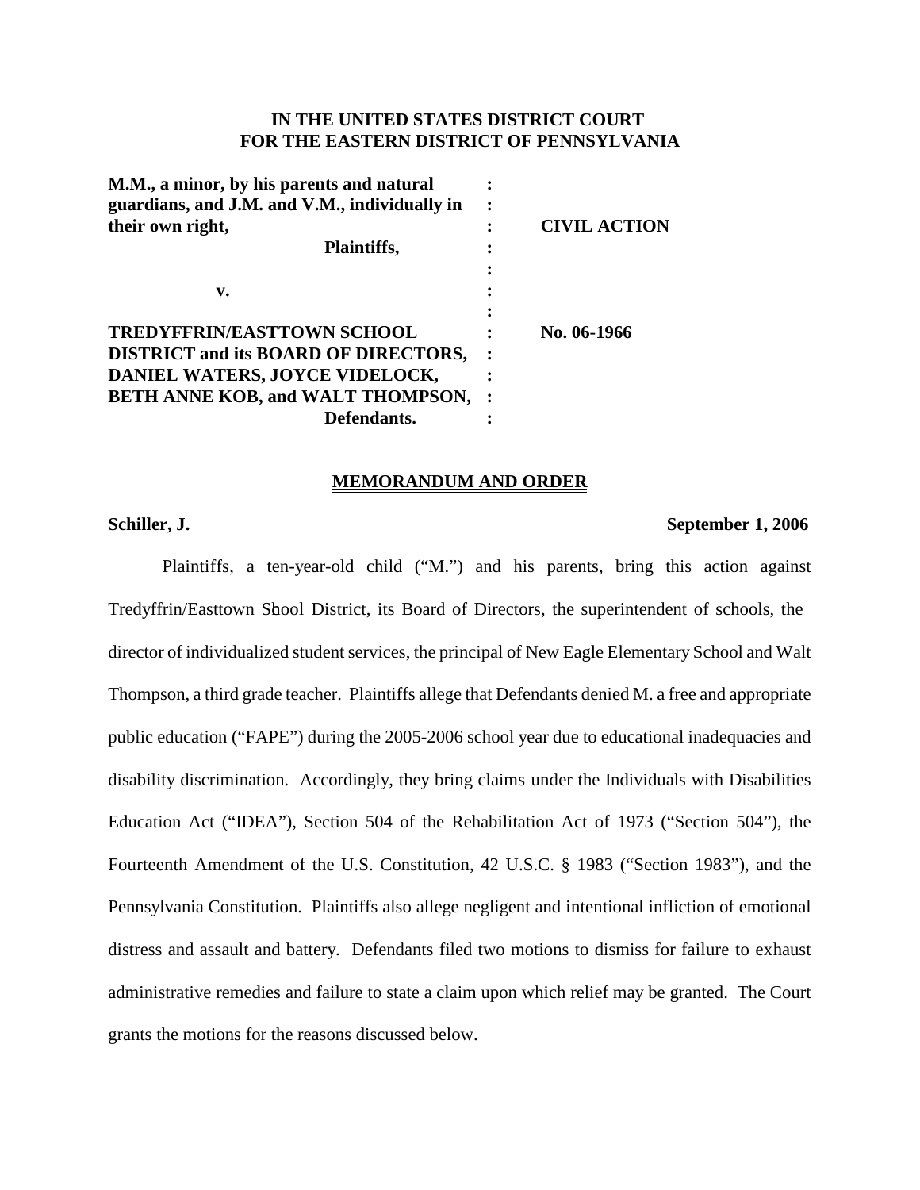**IN THE UNITED STATES DISTRICT COURT**
**FOR THE EASTERN DISTRICT OF PENNSYLVANIA**

| | | |
|---|---|---|
| **M.M., a minor, by his parents and natural guardians, and J.M. and V.M., individually in their own right,** | : | **CIVIL ACTION** |
| **Plaintiffs,** | : | |
| **v.** | : | |
| **TREDYFFRIN/EASTTOWN SCHOOL DISTRICT and its BOARD OF DIRECTORS, DANIEL WATERS, JOYCE VIDELOCK, BETH ANNE KOB, and WALT THOMPSON,** | : | **No. 06-1966** |
| **Defendants.** | : | |

**MEMORANDUM AND ORDER**

**Schiller, J.** **September 1, 2006**

Plaintiffs, a ten-year-old child ("M.") and his parents, bring this action against Tredyffrin/Easttown School District, its Board of Directors, the superintendent of schools, the director of individualized student services, the principal of New Eagle Elementary School and Walt Thompson, a third grade teacher. Plaintiffs allege that Defendants denied M. a free and appropriate public education ("FAPE") during the 2005-2006 school year due to educational inadequacies and disability discrimination. Accordingly, they bring claims under the Individuals with Disabilities Education Act ("IDEA"), Section 504 of the Rehabilitation Act of 1973 ("Section 504"), the Fourteenth Amendment of the U.S. Constitution, 42 U.S.C. § 1983 ("Section 1983"), and the Pennsylvania Constitution. Plaintiffs also allege negligent and intentional infliction of emotional distress and assault and battery. Defendants filed two motions to dismiss for failure to exhaust administrative remedies and failure to state a claim upon which relief may be granted. The Court grants the motions for the reasons discussed below.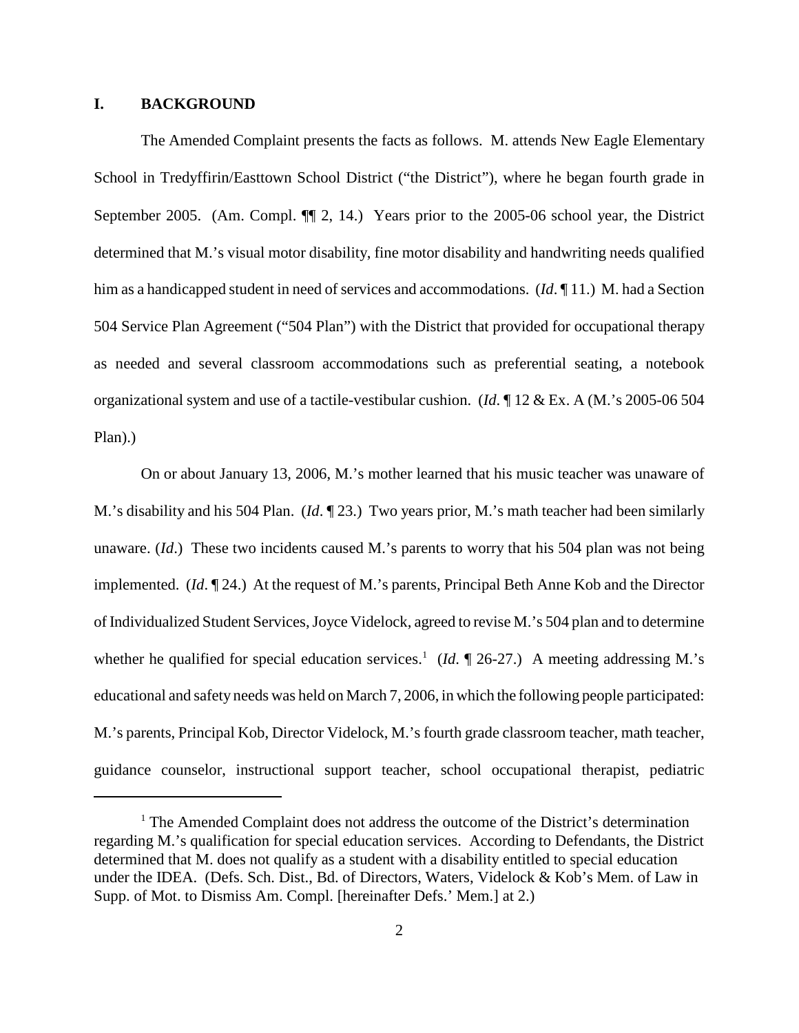## I. BACKGROUND

The Amended Complaint presents the facts as follows. M. attends New Eagle Elementary School in Tredyffirin/Easttown School District ("the District"), where he began fourth grade in September 2005. (Am. Compl. ¶¶ 2, 14.) Years prior to the 2005-06 school year, the District determined that M.'s visual motor disability, fine motor disability and handwriting needs qualified him as a handicapped student in need of services and accommodations. (*Id*. ¶ 11.) M. had a Section 504 Service Plan Agreement ("504 Plan") with the District that provided for occupational therapy as needed and several classroom accommodations such as preferential seating, a notebook organizational system and use of a tactile-vestibular cushion. (*Id*. ¶ 12 & Ex. A (M.'s 2005-06 504 Plan).)

On or about January 13, 2006, M.'s mother learned that his music teacher was unaware of M.'s disability and his 504 Plan. (*Id*. ¶ 23.) Two years prior, M.'s math teacher had been similarly unaware. (*Id*.) These two incidents caused M.'s parents to worry that his 504 plan was not being implemented. (*Id*. ¶ 24.) At the request of M.'s parents, Principal Beth Anne Kob and the Director of Individualized Student Services, Joyce Videlock, agreed to revise M.'s 504 plan and to determine whether he qualified for special education services.[1] (*Id*. ¶ 26-27.) A meeting addressing M.'s educational and safety needs was held on March 7, 2006, in which the following people participated: M.'s parents, Principal Kob, Director Videlock, M.'s fourth grade classroom teacher, math teacher, guidance counselor, instructional support teacher, school occupational therapist, pediatric

[1] The Amended Complaint does not address the outcome of the District's determination regarding M.'s qualification for special education services. According to Defendants, the District determined that M. does not qualify as a student with a disability entitled to special education under the IDEA. (Defs. Sch. Dist., Bd. of Directors, Waters, Videlock & Kob's Mem. of Law in Supp. of Mot. to Dismiss Am. Compl. [hereinafter Defs.' Mem.] at 2.)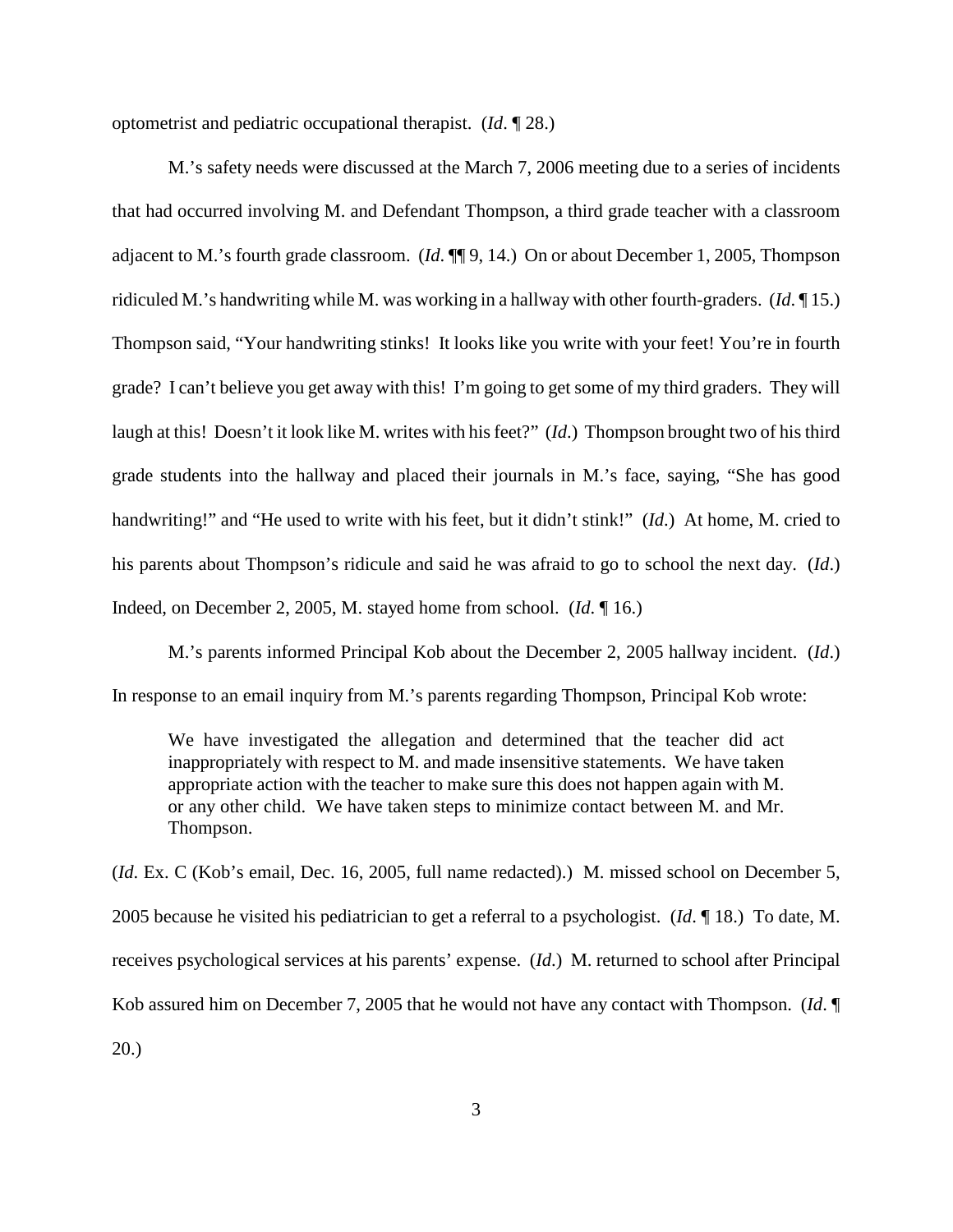optometrist and pediatric occupational therapist. (*Id*. ¶ 28.)

M.'s safety needs were discussed at the March 7, 2006 meeting due to a series of incidents that had occurred involving M. and Defendant Thompson, a third grade teacher with a classroom adjacent to M.'s fourth grade classroom. (*Id*. ¶¶ 9, 14.) On or about December 1, 2005, Thompson ridiculed M.'s handwriting while M. was working in a hallway with other fourth-graders. (*Id*. ¶ 15.) Thompson said, "Your handwriting stinks! It looks like you write with your feet! You're in fourth grade? I can't believe you get away with this! I'm going to get some of my third graders. They will laugh at this! Doesn't it look like M. writes with his feet?" (*Id*.) Thompson brought two of his third grade students into the hallway and placed their journals in M.'s face, saying, "She has good handwriting!" and "He used to write with his feet, but it didn't stink!" (*Id*.) At home, M. cried to his parents about Thompson's ridicule and said he was afraid to go to school the next day. (*Id*.) Indeed, on December 2, 2005, M. stayed home from school. (*Id*. ¶ 16.)

M.'s parents informed Principal Kob about the December 2, 2005 hallway incident. (*Id*.) In response to an email inquiry from M.'s parents regarding Thompson, Principal Kob wrote:

> We have investigated the allegation and determined that the teacher did act inappropriately with respect to M. and made insensitive statements. We have taken appropriate action with the teacher to make sure this does not happen again with M. or any other child. We have taken steps to minimize contact between M. and Mr. Thompson.

(*Id*. Ex. C (Kob's email, Dec. 16, 2005, full name redacted).) M. missed school on December 5, 2005 because he visited his pediatrician to get a referral to a psychologist. (*Id*. ¶ 18.) To date, M. receives psychological services at his parents' expense. (*Id*.) M. returned to school after Principal Kob assured him on December 7, 2005 that he would not have any contact with Thompson. (*Id*. ¶ 20.)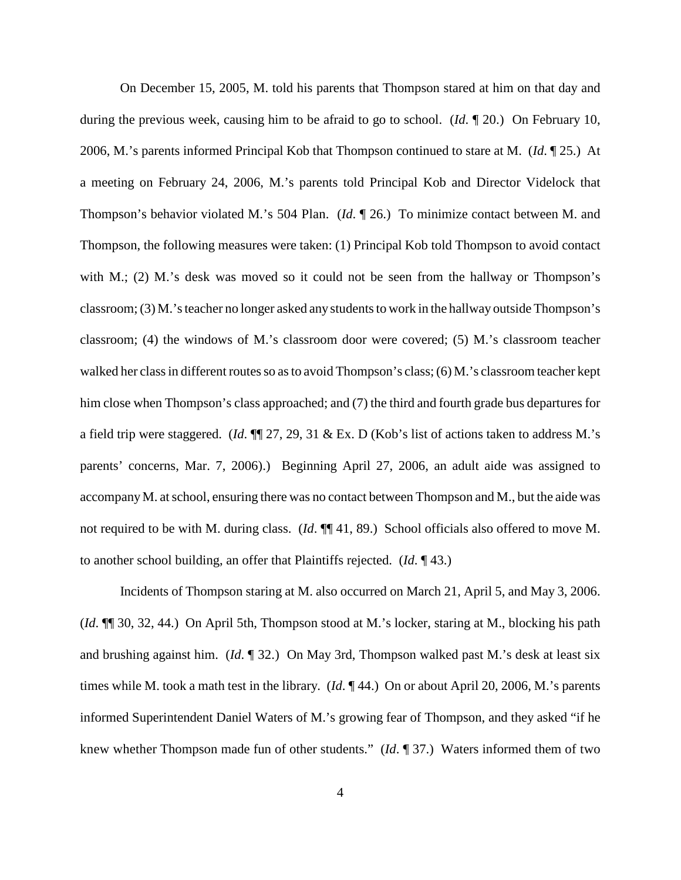On December 15, 2005, M. told his parents that Thompson stared at him on that day and during the previous week, causing him to be afraid to go to school. (*Id*. ¶ 20.) On February 10, 2006, M.'s parents informed Principal Kob that Thompson continued to stare at M. (*Id*. ¶ 25.) At a meeting on February 24, 2006, M.'s parents told Principal Kob and Director Videlock that Thompson's behavior violated M.'s 504 Plan. (*Id*. ¶ 26.) To minimize contact between M. and Thompson, the following measures were taken: (1) Principal Kob told Thompson to avoid contact with M.; (2) M.'s desk was moved so it could not be seen from the hallway or Thompson's classroom; (3) M.'s teacher no longer asked any students to work in the hallway outside Thompson's classroom; (4) the windows of M.'s classroom door were covered; (5) M.'s classroom teacher walked her class in different routes so as to avoid Thompson's class; (6) M.'s classroom teacher kept him close when Thompson's class approached; and (7) the third and fourth grade bus departures for a field trip were staggered. (*Id*. ¶¶ 27, 29, 31 & Ex. D (Kob's list of actions taken to address M.'s parents' concerns, Mar. 7, 2006).) Beginning April 27, 2006, an adult aide was assigned to accompany M. at school, ensuring there was no contact between Thompson and M., but the aide was not required to be with M. during class. (*Id*. ¶¶ 41, 89.) School officials also offered to move M. to another school building, an offer that Plaintiffs rejected. (*Id*. ¶ 43.)

Incidents of Thompson staring at M. also occurred on March 21, April 5, and May 3, 2006. (*Id*. ¶¶ 30, 32, 44.) On April 5th, Thompson stood at M.'s locker, staring at M., blocking his path and brushing against him. (*Id*. ¶ 32.) On May 3rd, Thompson walked past M.'s desk at least six times while M. took a math test in the library. (*Id*. ¶ 44.) On or about April 20, 2006, M.'s parents informed Superintendent Daniel Waters of M.'s growing fear of Thompson, and they asked "if he knew whether Thompson made fun of other students." (*Id*. ¶ 37.) Waters informed them of two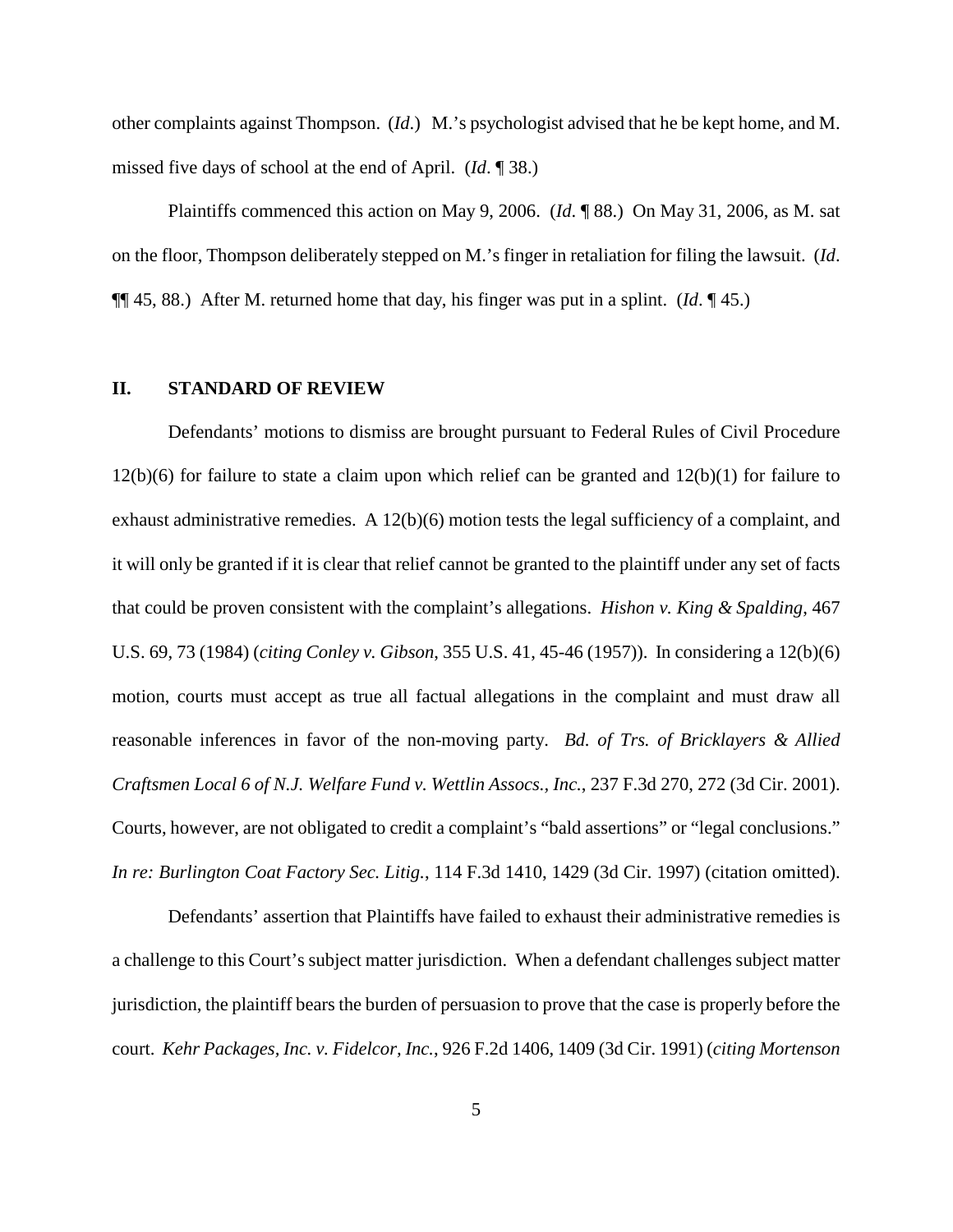other complaints against Thompson. (*Id.*) M.'s psychologist advised that he be kept home, and M. missed five days of school at the end of April. (*Id.* ¶ 38.)

Plaintiffs commenced this action on May 9, 2006. (*Id.* ¶ 88.) On May 31, 2006, as M. sat on the floor, Thompson deliberately stepped on M.'s finger in retaliation for filing the lawsuit. (*Id.* ¶¶ 45, 88.) After M. returned home that day, his finger was put in a splint. (*Id.* ¶ 45.)

## II. STANDARD OF REVIEW

Defendants' motions to dismiss are brought pursuant to Federal Rules of Civil Procedure 12(b)(6) for failure to state a claim upon which relief can be granted and 12(b)(1) for failure to exhaust administrative remedies. A 12(b)(6) motion tests the legal sufficiency of a complaint, and it will only be granted if it is clear that relief cannot be granted to the plaintiff under any set of facts that could be proven consistent with the complaint's allegations. *Hishon v. King & Spalding*, 467 U.S. 69, 73 (1984) (*citing Conley v. Gibson*, 355 U.S. 41, 45-46 (1957)). In considering a 12(b)(6) motion, courts must accept as true all factual allegations in the complaint and must draw all reasonable inferences in favor of the non-moving party. *Bd. of Trs. of Bricklayers & Allied Craftsmen Local 6 of N.J. Welfare Fund v. Wettlin Assocs., Inc.*, 237 F.3d 270, 272 (3d Cir. 2001). Courts, however, are not obligated to credit a complaint's "bald assertions" or "legal conclusions." *In re: Burlington Coat Factory Sec. Litig.*, 114 F.3d 1410, 1429 (3d Cir. 1997) (citation omitted).

Defendants' assertion that Plaintiffs have failed to exhaust their administrative remedies is a challenge to this Court's subject matter jurisdiction. When a defendant challenges subject matter jurisdiction, the plaintiff bears the burden of persuasion to prove that the case is properly before the court. *Kehr Packages, Inc. v. Fidelcor, Inc.*, 926 F.2d 1406, 1409 (3d Cir. 1991) (*citing Mortenson*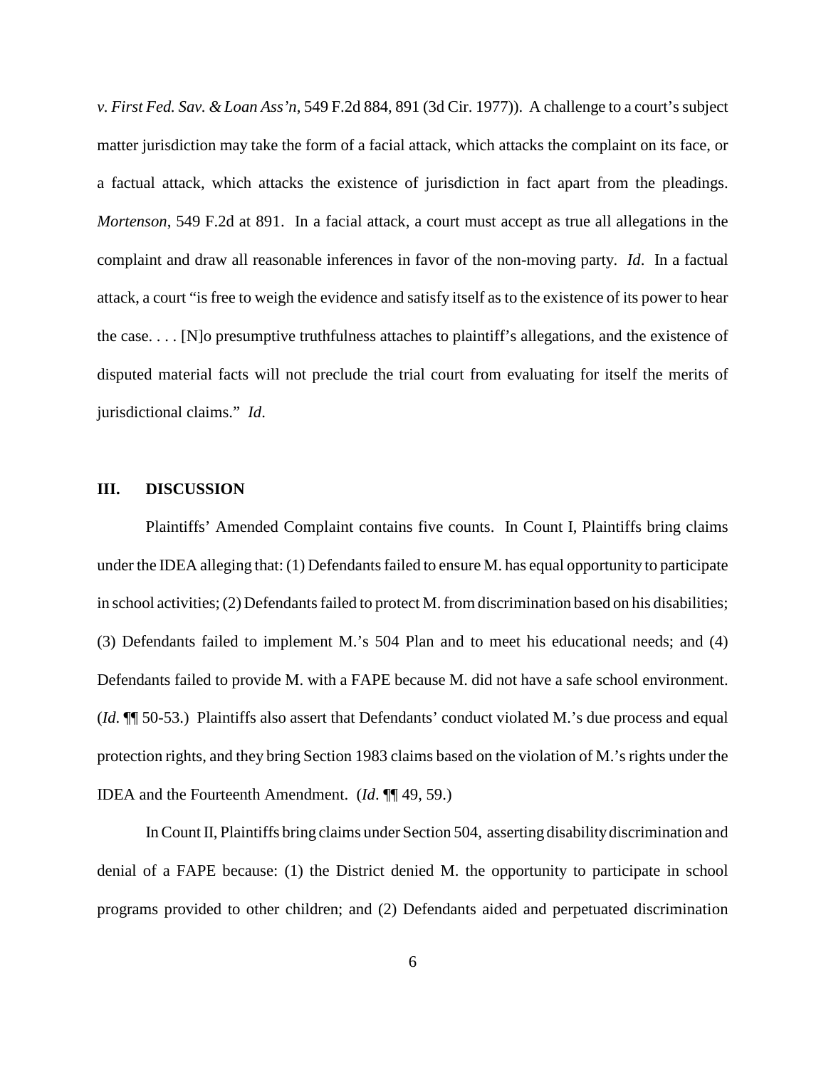*v. First Fed. Sav. & Loan Ass'n*, 549 F.2d 884, 891 (3d Cir. 1977)). A challenge to a court's subject matter jurisdiction may take the form of a facial attack, which attacks the complaint on its face, or a factual attack, which attacks the existence of jurisdiction in fact apart from the pleadings. *Mortenson*, 549 F.2d at 891. In a facial attack, a court must accept as true all allegations in the complaint and draw all reasonable inferences in favor of the non-moving party. *Id*. In a factual attack, a court "is free to weigh the evidence and satisfy itself as to the existence of its power to hear the case. . . . [N]o presumptive truthfulness attaches to plaintiff's allegations, and the existence of disputed material facts will not preclude the trial court from evaluating for itself the merits of jurisdictional claims." *Id*.

## III. DISCUSSION

Plaintiffs' Amended Complaint contains five counts. In Count I, Plaintiffs bring claims under the IDEA alleging that: (1) Defendants failed to ensure M. has equal opportunity to participate in school activities; (2) Defendants failed to protect M. from discrimination based on his disabilities; (3) Defendants failed to implement M.'s 504 Plan and to meet his educational needs; and (4) Defendants failed to provide M. with a FAPE because M. did not have a safe school environment. (*Id*. ¶¶ 50-53.) Plaintiffs also assert that Defendants' conduct violated M.'s due process and equal protection rights, and they bring Section 1983 claims based on the violation of M.'s rights under the IDEA and the Fourteenth Amendment. (*Id*. ¶¶ 49, 59.)

In Count II, Plaintiffs bring claims under Section 504, asserting disability discrimination and denial of a FAPE because: (1) the District denied M. the opportunity to participate in school programs provided to other children; and (2) Defendants aided and perpetuated discrimination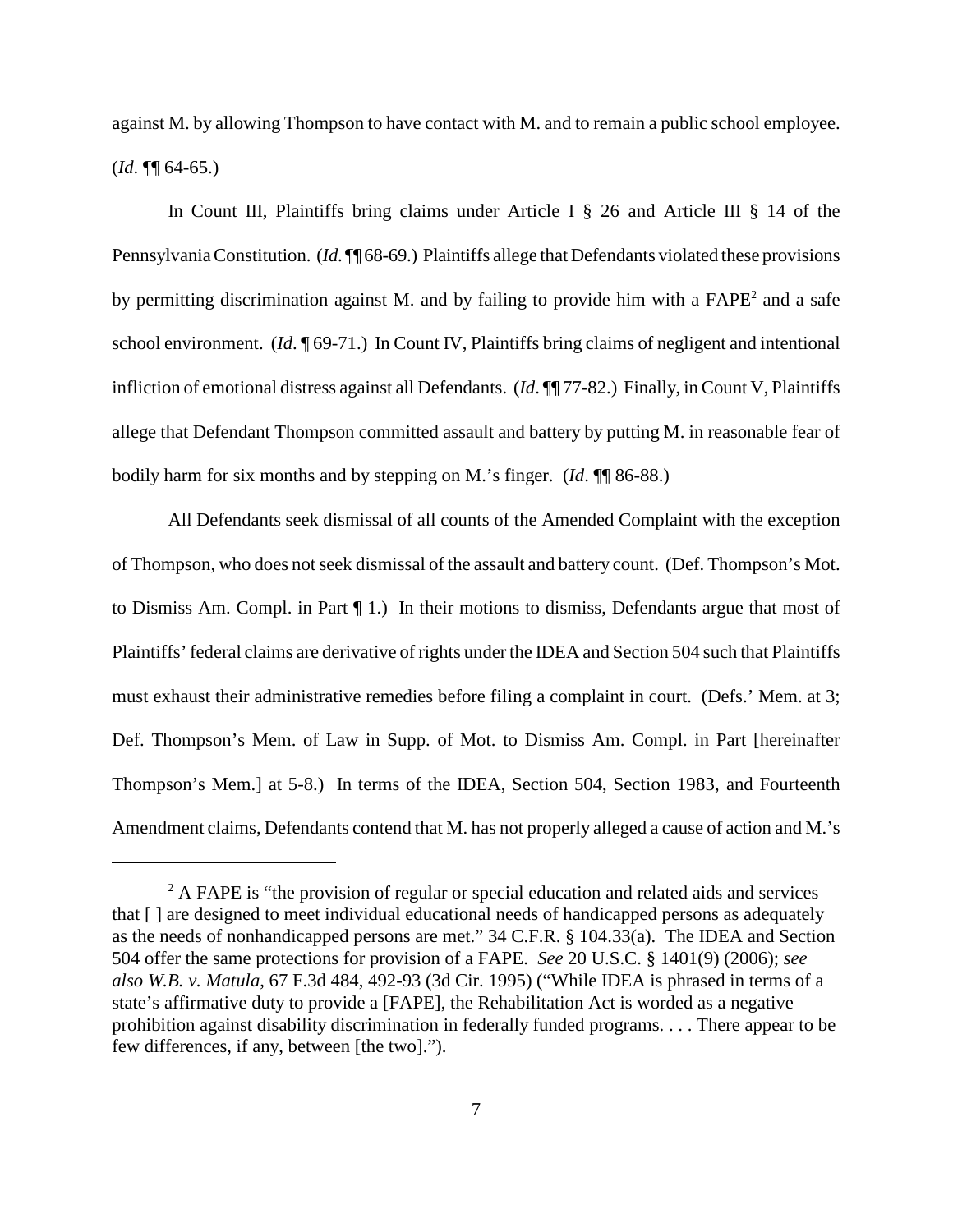against M. by allowing Thompson to have contact with M. and to remain a public school employee. (*Id*. ¶¶ 64-65.)

In Count III, Plaintiffs bring claims under Article I § 26 and Article III § 14 of the Pennsylvania Constitution. (*Id.* ¶¶ 68-69.) Plaintiffs allege that Defendants violated these provisions by permitting discrimination against M. and by failing to provide him with a FAPE[2] and a safe school environment. (*Id*. ¶ 69-71.) In Count IV, Plaintiffs bring claims of negligent and intentional infliction of emotional distress against all Defendants. (*Id*. ¶¶ 77-82.) Finally, in Count V, Plaintiffs allege that Defendant Thompson committed assault and battery by putting M. in reasonable fear of bodily harm for six months and by stepping on M.'s finger. (*Id*. ¶¶ 86-88.)

All Defendants seek dismissal of all counts of the Amended Complaint with the exception of Thompson, who does not seek dismissal of the assault and battery count. (Def. Thompson's Mot. to Dismiss Am. Compl. in Part ¶ 1.) In their motions to dismiss, Defendants argue that most of Plaintiffs' federal claims are derivative of rights under the IDEA and Section 504 such that Plaintiffs must exhaust their administrative remedies before filing a complaint in court. (Defs.' Mem. at 3; Def. Thompson's Mem. of Law in Supp. of Mot. to Dismiss Am. Compl. in Part [hereinafter Thompson's Mem.] at 5-8.) In terms of the IDEA, Section 504, Section 1983, and Fourteenth Amendment claims, Defendants contend that M. has not properly alleged a cause of action and M.'s

---

[2] A FAPE is "the provision of regular or special education and related aids and services that [ ] are designed to meet individual educational needs of handicapped persons as adequately as the needs of nonhandicapped persons are met." 34 C.F.R. § 104.33(a). The IDEA and Section 504 offer the same protections for provision of a FAPE. *See* 20 U.S.C. § 1401(9) (2006); *see also W.B. v. Matula*, 67 F.3d 484, 492-93 (3d Cir. 1995) ("While IDEA is phrased in terms of a state's affirmative duty to provide a [FAPE], the Rehabilitation Act is worded as a negative prohibition against disability discrimination in federally funded programs. . . . There appear to be few differences, if any, between [the two].").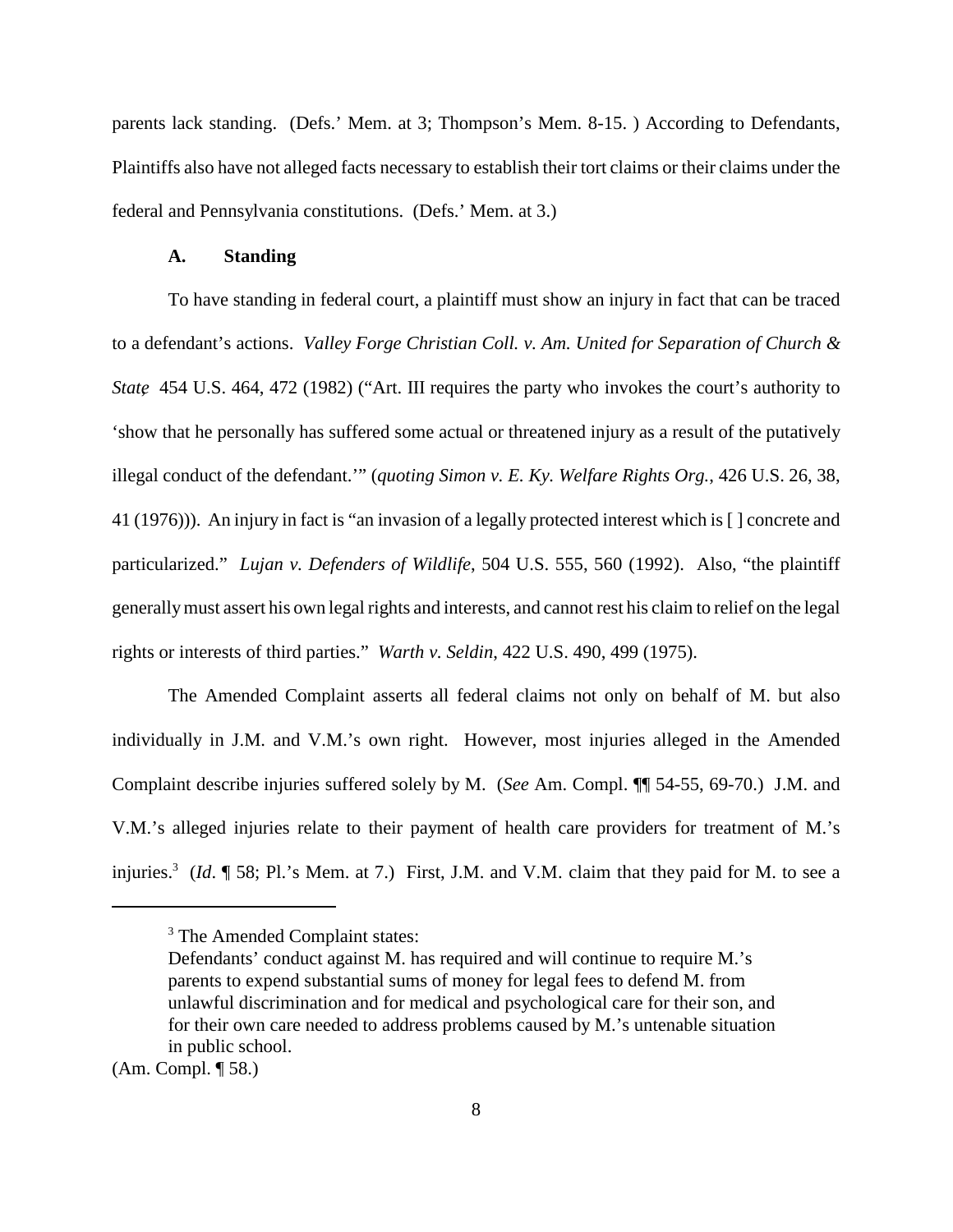parents lack standing. (Defs.' Mem. at 3; Thompson's Mem. 8-15. ) According to Defendants, Plaintiffs also have not alleged facts necessary to establish their tort claims or their claims under the federal and Pennsylvania constitutions. (Defs.' Mem. at 3.)

### A. Standing

To have standing in federal court, a plaintiff must show an injury in fact that can be traced to a defendant's actions. *Valley Forge Christian Coll. v. Am. United for Separation of Church & State*, 454 U.S. 464, 472 (1982) ("Art. III requires the party who invokes the court's authority to 'show that he personally has suffered some actual or threatened injury as a result of the putatively illegal conduct of the defendant.'" (*quoting Simon v. E. Ky. Welfare Rights Org.*, 426 U.S. 26, 38, 41 (1976))). An injury in fact is "an invasion of a legally protected interest which is [ ] concrete and particularized." *Lujan v. Defenders of Wildlife*, 504 U.S. 555, 560 (1992). Also, "the plaintiff generally must assert his own legal rights and interests, and cannot rest his claim to relief on the legal rights or interests of third parties." *Warth v. Seldin*, 422 U.S. 490, 499 (1975).

The Amended Complaint asserts all federal claims not only on behalf of M. but also individually in J.M. and V.M.'s own right. However, most injuries alleged in the Amended Complaint describe injuries suffered solely by M. (*See* Am. Compl. ¶¶ 54-55, 69-70.) J.M. and V.M.'s alleged injuries relate to their payment of health care providers for treatment of M.'s injuries.[3] (*Id*. ¶ 58; Pl.'s Mem. at 7.) First, J.M. and V.M. claim that they paid for M. to see a

---

[3] The Amended Complaint states:

> Defendants' conduct against M. has required and will continue to require M.'s parents to expend substantial sums of money for legal fees to defend M. from unlawful discrimination and for medical and psychological care for their son, and for their own care needed to address problems caused by M.'s untenable situation in public school.

(Am. Compl. ¶ 58.)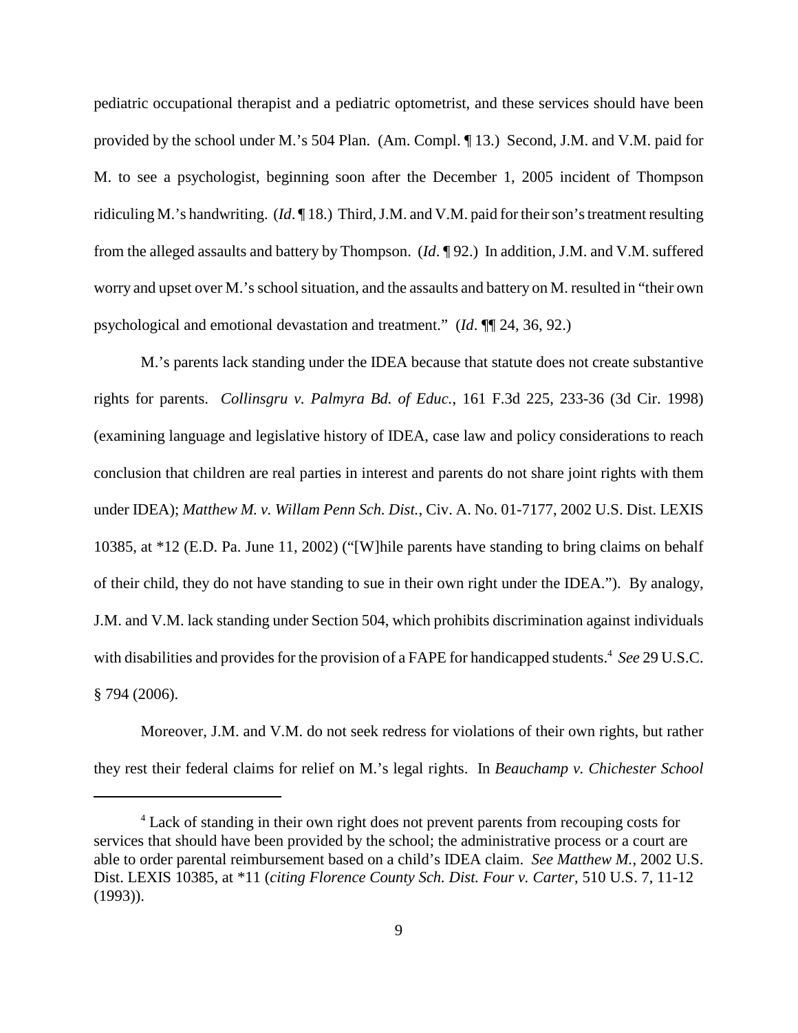pediatric occupational therapist and a pediatric optometrist, and these services should have been provided by the school under M.'s 504 Plan. (Am. Compl. ¶ 13.) Second, J.M. and V.M. paid for M. to see a psychologist, beginning soon after the December 1, 2005 incident of Thompson ridiculing M.'s handwriting. (*Id*. ¶ 18.) Third, J.M. and V.M. paid for their son's treatment resulting from the alleged assaults and battery by Thompson. (*Id*. ¶ 92.) In addition, J.M. and V.M. suffered worry and upset over M.'s school situation, and the assaults and battery on M. resulted in "their own psychological and emotional devastation and treatment." (*Id*. ¶¶ 24, 36, 92.)

M.'s parents lack standing under the IDEA because that statute does not create substantive rights for parents. *Collinsgru v. Palmyra Bd. of Educ.*, 161 F.3d 225, 233-36 (3d Cir. 1998) (examining language and legislative history of IDEA, case law and policy considerations to reach conclusion that children are real parties in interest and parents do not share joint rights with them under IDEA); *Matthew M. v. Willam Penn Sch. Dist.*, Civ. A. No. 01-7177, 2002 U.S. Dist. LEXIS 10385, at *12 (E.D. Pa. June 11, 2002) ("[W]hile parents have standing to bring claims on behalf of their child, they do not have standing to sue in their own right under the IDEA."). By analogy, J.M. and V.M. lack standing under Section 504, which prohibits discrimination against individuals with disabilities and provides for the provision of a FAPE for handicapped students.[4] *See* 29 U.S.C. § 794 (2006).

Moreover, J.M. and V.M. do not seek redress for violations of their own rights, but rather they rest their federal claims for relief on M.'s legal rights. In *Beauchamp v. Chichester School*

---

[4] Lack of standing in their own right does not prevent parents from recouping costs for services that should have been provided by the school; the administrative process or a court are able to order parental reimbursement based on a child's IDEA claim. *See Matthew M.*, 2002 U.S. Dist. LEXIS 10385, at *11 (*citing Florence County Sch. Dist. Four v. Carter*, 510 U.S. 7, 11-12 (1993)).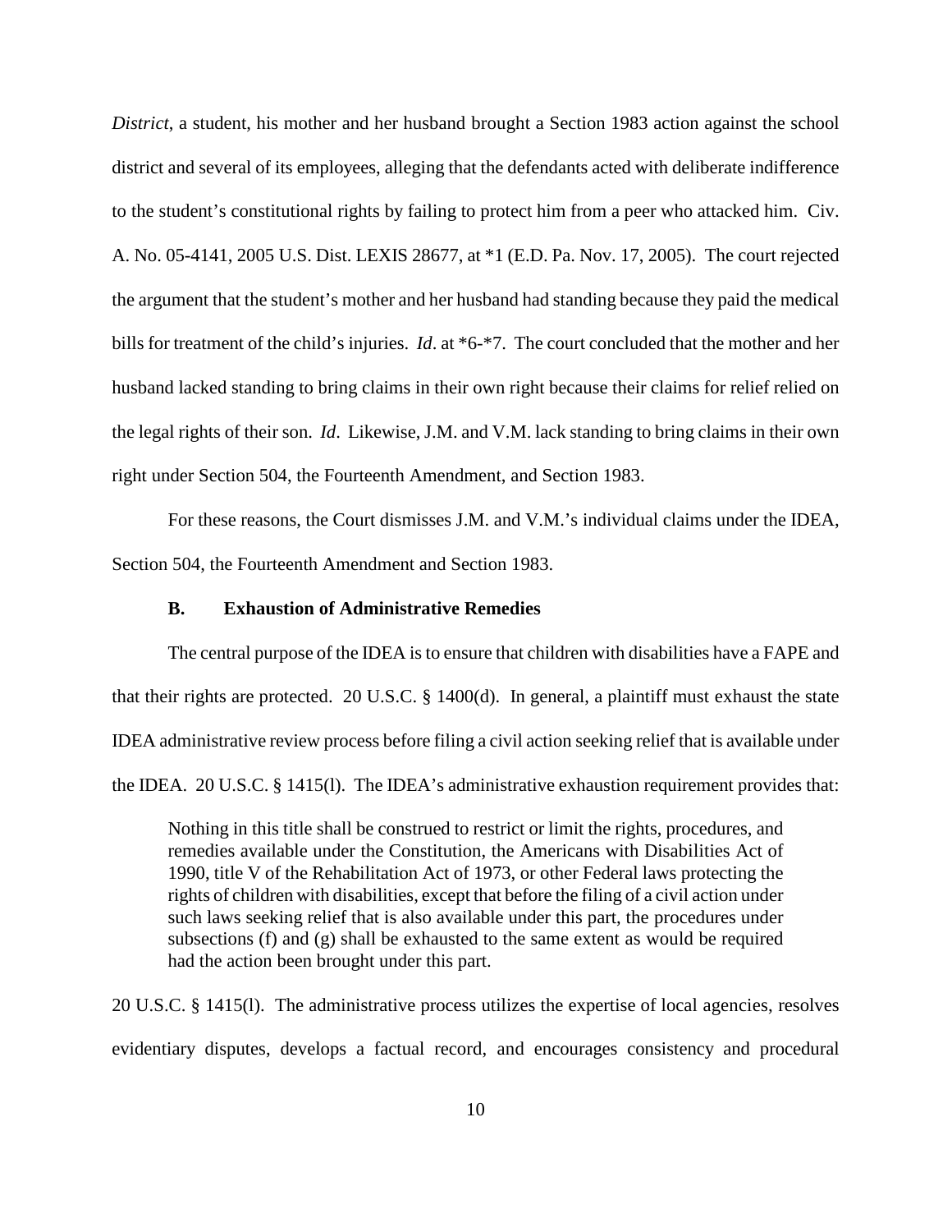*District*, a student, his mother and her husband brought a Section 1983 action against the school district and several of its employees, alleging that the defendants acted with deliberate indifference to the student's constitutional rights by failing to protect him from a peer who attacked him. Civ. A. No. 05-4141, 2005 U.S. Dist. LEXIS 28677, at *1 (E.D. Pa. Nov. 17, 2005). The court rejected the argument that the student's mother and her husband had standing because they paid the medical bills for treatment of the child's injuries. *Id*. at *6-*7. The court concluded that the mother and her husband lacked standing to bring claims in their own right because their claims for relief relied on the legal rights of their son. *Id*. Likewise, J.M. and V.M. lack standing to bring claims in their own right under Section 504, the Fourteenth Amendment, and Section 1983.

For these reasons, the Court dismisses J.M. and V.M.'s individual claims under the IDEA, Section 504, the Fourteenth Amendment and Section 1983.

### B. Exhaustion of Administrative Remedies

The central purpose of the IDEA is to ensure that children with disabilities have a FAPE and that their rights are protected. 20 U.S.C. § 1400(d). In general, a plaintiff must exhaust the state IDEA administrative review process before filing a civil action seeking relief that is available under the IDEA. 20 U.S.C. § 1415(l). The IDEA's administrative exhaustion requirement provides that:

> Nothing in this title shall be construed to restrict or limit the rights, procedures, and remedies available under the Constitution, the Americans with Disabilities Act of 1990, title V of the Rehabilitation Act of 1973, or other Federal laws protecting the rights of children with disabilities, except that before the filing of a civil action under such laws seeking relief that is also available under this part, the procedures under subsections (f) and (g) shall be exhausted to the same extent as would be required had the action been brought under this part.

20 U.S.C. § 1415(l). The administrative process utilizes the expertise of local agencies, resolves evidentiary disputes, develops a factual record, and encourages consistency and procedural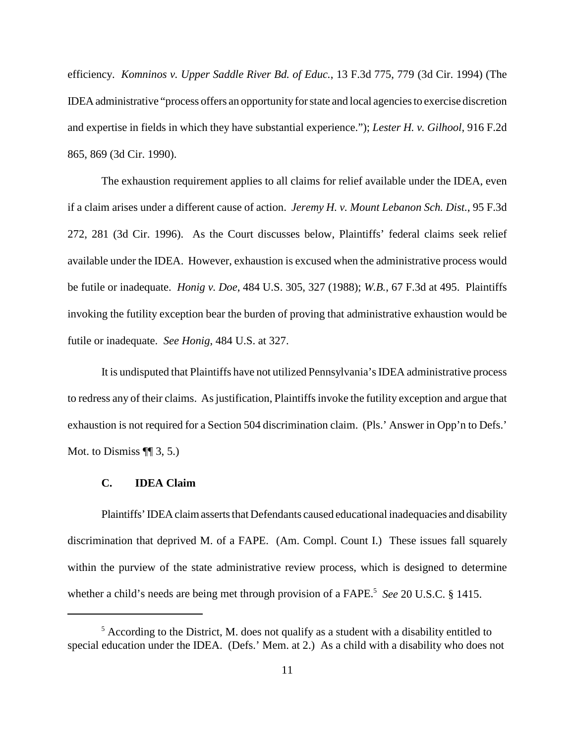efficiency. *Komninos v. Upper Saddle River Bd. of Educ.*, 13 F.3d 775, 779 (3d Cir. 1994) (The IDEA administrative "process offers an opportunity for state and local agencies to exercise discretion and expertise in fields in which they have substantial experience."); *Lester H. v. Gilhool*, 916 F.2d 865, 869 (3d Cir. 1990).

The exhaustion requirement applies to all claims for relief available under the IDEA, even if a claim arises under a different cause of action. *Jeremy H. v. Mount Lebanon Sch. Dist.*, 95 F.3d 272, 281 (3d Cir. 1996). As the Court discusses below, Plaintiffs' federal claims seek relief available under the IDEA. However, exhaustion is excused when the administrative process would be futile or inadequate. *Honig v. Doe*, 484 U.S. 305, 327 (1988); *W.B.*, 67 F.3d at 495. Plaintiffs invoking the futility exception bear the burden of proving that administrative exhaustion would be futile or inadequate. *See Honig*, 484 U.S. at 327.

It is undisputed that Plaintiffs have not utilized Pennsylvania's IDEA administrative process to redress any of their claims. As justification, Plaintiffs invoke the futility exception and argue that exhaustion is not required for a Section 504 discrimination claim. (Pls.' Answer in Opp'n to Defs.' Mot. to Dismiss ¶¶ 3, 5.)

### C. IDEA Claim

Plaintiffs' IDEA claim asserts that Defendants caused educational inadequacies and disability discrimination that deprived M. of a FAPE. (Am. Compl. Count I.) These issues fall squarely within the purview of the state administrative review process, which is designed to determine whether a child's needs are being met through provision of a FAPE.[5] *See* 20 U.S.C. § 1415.

---

[5] According to the District, M. does not qualify as a student with a disability entitled to special education under the IDEA. (Defs.' Mem. at 2.) As a child with a disability who does not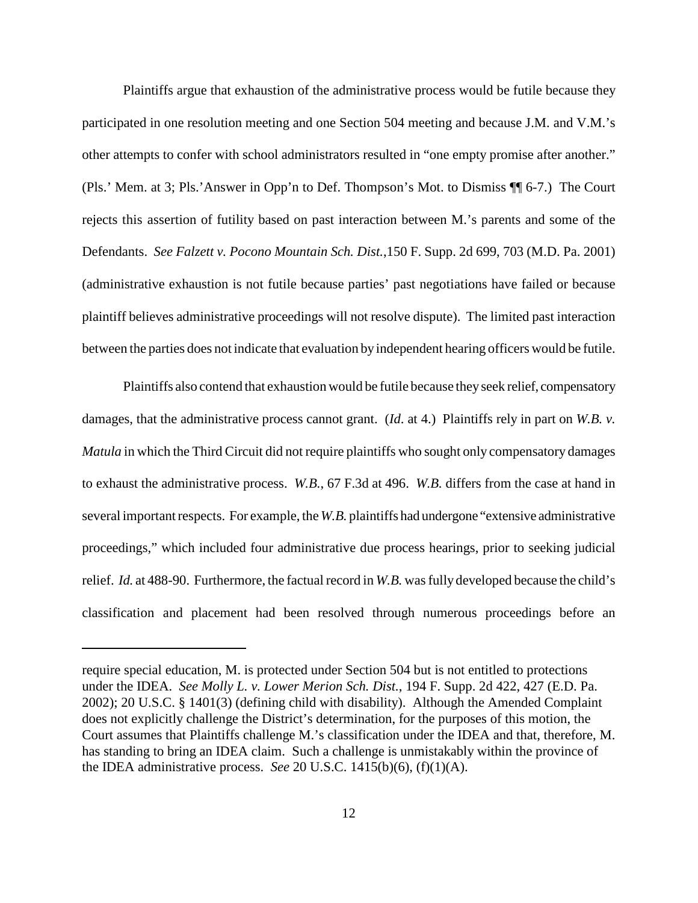Plaintiffs argue that exhaustion of the administrative process would be futile because they participated in one resolution meeting and one Section 504 meeting and because J.M. and V.M.'s other attempts to confer with school administrators resulted in "one empty promise after another." (Pls.' Mem. at 3; Pls.'Answer in Opp'n to Def. Thompson's Mot. to Dismiss ¶¶ 6-7.) The Court rejects this assertion of futility based on past interaction between M.'s parents and some of the Defendants. *See Falzett v. Pocono Mountain Sch. Dist.*,150 F. Supp. 2d 699, 703 (M.D. Pa. 2001) (administrative exhaustion is not futile because parties' past negotiations have failed or because plaintiff believes administrative proceedings will not resolve dispute). The limited past interaction between the parties does not indicate that evaluation by independent hearing officers would be futile.

Plaintiffs also contend that exhaustion would be futile because they seek relief, compensatory damages, that the administrative process cannot grant. (*Id*. at 4.) Plaintiffs rely in part on *W.B. v. Matula* in which the Third Circuit did not require plaintiffs who sought only compensatory damages to exhaust the administrative process. *W.B.*, 67 F.3d at 496. *W.B.* differs from the case at hand in several important respects. For example, the *W.B.* plaintiffs had undergone "extensive administrative proceedings," which included four administrative due process hearings, prior to seeking judicial relief. *Id.* at 488-90. Furthermore, the factual record in *W.B.* was fully developed because the child's classification and placement had been resolved through numerous proceedings before an

---

require special education, M. is protected under Section 504 but is not entitled to protections under the IDEA. *See Molly L. v. Lower Merion Sch. Dist.*, 194 F. Supp. 2d 422, 427 (E.D. Pa. 2002); 20 U.S.C. § 1401(3) (defining child with disability). Although the Amended Complaint does not explicitly challenge the District's determination, for the purposes of this motion, the Court assumes that Plaintiffs challenge M.'s classification under the IDEA and that, therefore, M. has standing to bring an IDEA claim. Such a challenge is unmistakably within the province of the IDEA administrative process. *See* 20 U.S.C. 1415(b)(6), (f)(1)(A).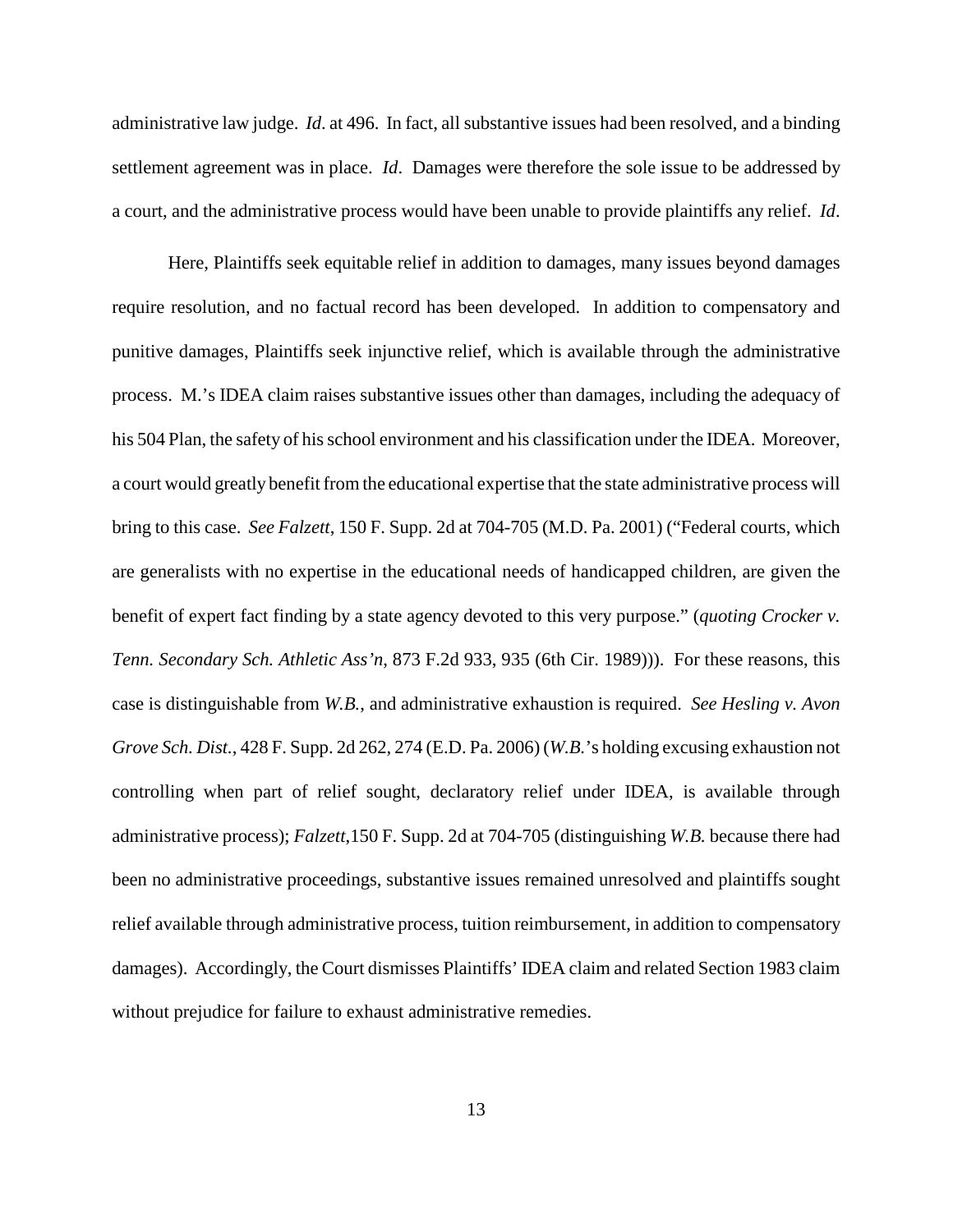administrative law judge. *Id*. at 496. In fact, all substantive issues had been resolved, and a binding settlement agreement was in place. *Id*. Damages were therefore the sole issue to be addressed by a court, and the administrative process would have been unable to provide plaintiffs any relief. *Id*.

Here, Plaintiffs seek equitable relief in addition to damages, many issues beyond damages require resolution, and no factual record has been developed. In addition to compensatory and punitive damages, Plaintiffs seek injunctive relief, which is available through the administrative process. M.'s IDEA claim raises substantive issues other than damages, including the adequacy of his 504 Plan, the safety of his school environment and his classification under the IDEA. Moreover, a court would greatly benefit from the educational expertise that the state administrative process will bring to this case. *See Falzett*, 150 F. Supp. 2d at 704-705 (M.D. Pa. 2001) ("Federal courts, which are generalists with no expertise in the educational needs of handicapped children, are given the benefit of expert fact finding by a state agency devoted to this very purpose." (*quoting Crocker v. Tenn. Secondary Sch. Athletic Ass'n*, 873 F.2d 933, 935 (6th Cir. 1989))). For these reasons, this case is distinguishable from *W.B.*, and administrative exhaustion is required. *See Hesling v. Avon Grove Sch. Dist.*, 428 F. Supp. 2d 262, 274 (E.D. Pa. 2006) (*W.B.*'s holding excusing exhaustion not controlling when part of relief sought, declaratory relief under IDEA, is available through administrative process); *Falzett*,150 F. Supp. 2d at 704-705 (distinguishing *W.B.* because there had been no administrative proceedings, substantive issues remained unresolved and plaintiffs sought relief available through administrative process, tuition reimbursement, in addition to compensatory damages). Accordingly, the Court dismisses Plaintiffs' IDEA claim and related Section 1983 claim without prejudice for failure to exhaust administrative remedies.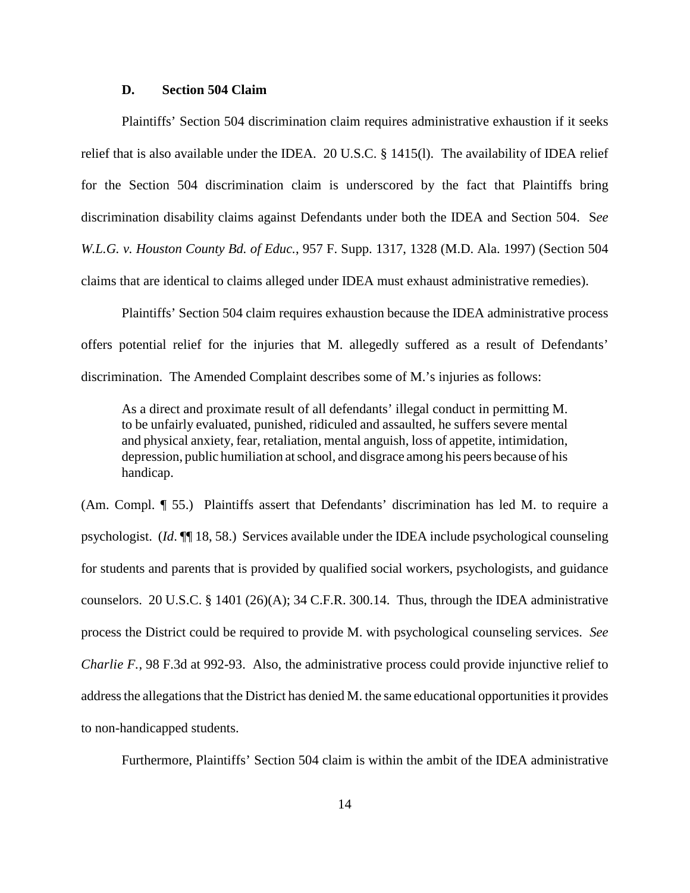### D. Section 504 Claim

Plaintiffs' Section 504 discrimination claim requires administrative exhaustion if it seeks relief that is also available under the IDEA. 20 U.S.C. § 1415(l). The availability of IDEA relief for the Section 504 discrimination claim is underscored by the fact that Plaintiffs bring discrimination disability claims against Defendants under both the IDEA and Section 504. S*ee* *W.L.G. v. Houston County Bd. of Educ.*, 957 F. Supp. 1317, 1328 (M.D. Ala. 1997) (Section 504 claims that are identical to claims alleged under IDEA must exhaust administrative remedies).

Plaintiffs' Section 504 claim requires exhaustion because the IDEA administrative process offers potential relief for the injuries that M. allegedly suffered as a result of Defendants' discrimination. The Amended Complaint describes some of M.'s injuries as follows:

> As a direct and proximate result of all defendants' illegal conduct in permitting M. to be unfairly evaluated, punished, ridiculed and assaulted, he suffers severe mental and physical anxiety, fear, retaliation, mental anguish, loss of appetite, intimidation, depression, public humiliation at school, and disgrace among his peers because of his handicap.

(Am. Compl. ¶ 55.) Plaintiffs assert that Defendants' discrimination has led M. to require a psychologist. (*Id*. ¶¶ 18, 58.) Services available under the IDEA include psychological counseling for students and parents that is provided by qualified social workers, psychologists, and guidance counselors. 20 U.S.C. § 1401 (26)(A); 34 C.F.R. 300.14. Thus, through the IDEA administrative process the District could be required to provide M. with psychological counseling services. *See Charlie F.*, 98 F.3d at 992-93. Also, the administrative process could provide injunctive relief to address the allegations that the District has denied M. the same educational opportunities it provides to non-handicapped students.

Furthermore, Plaintiffs' Section 504 claim is within the ambit of the IDEA administrative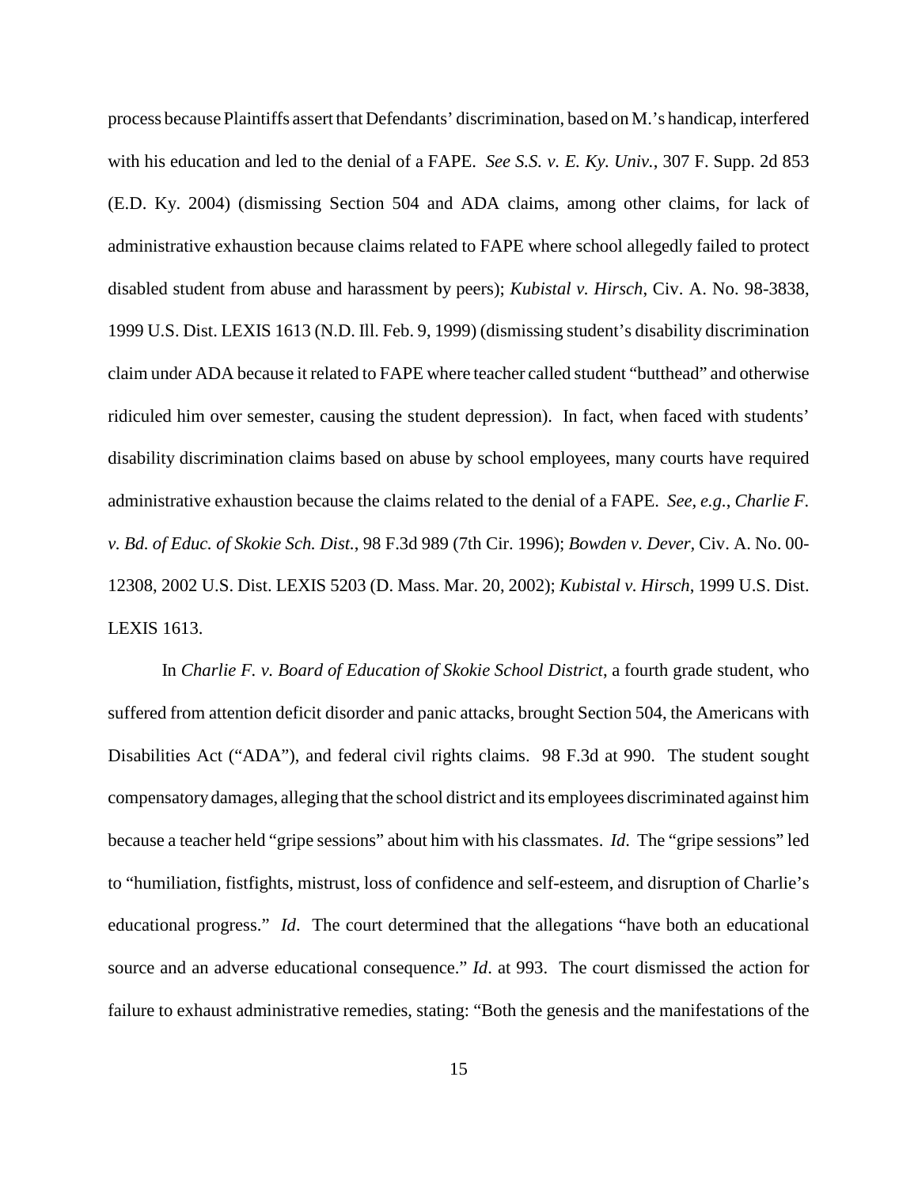process because Plaintiffs assert that Defendants' discrimination, based on M.'s handicap, interfered with his education and led to the denial of a FAPE. *See S.S. v. E. Ky. Univ.*, 307 F. Supp. 2d 853 (E.D. Ky. 2004) (dismissing Section 504 and ADA claims, among other claims, for lack of administrative exhaustion because claims related to FAPE where school allegedly failed to protect disabled student from abuse and harassment by peers); *Kubistal v. Hirsch*, Civ. A. No. 98-3838, 1999 U.S. Dist. LEXIS 1613 (N.D. Ill. Feb. 9, 1999) (dismissing student's disability discrimination claim under ADA because it related to FAPE where teacher called student "butthead" and otherwise ridiculed him over semester, causing the student depression). In fact, when faced with students' disability discrimination claims based on abuse by school employees, many courts have required administrative exhaustion because the claims related to the denial of a FAPE. *See, e.g.*, *Charlie F. v. Bd. of Educ. of Skokie Sch. Dist.*, 98 F.3d 989 (7th Cir. 1996); *Bowden v. Dever*, Civ. A. No. 00-12308, 2002 U.S. Dist. LEXIS 5203 (D. Mass. Mar. 20, 2002); *Kubistal v. Hirsch*, 1999 U.S. Dist. LEXIS 1613.

In *Charlie F. v. Board of Education of Skokie School District*, a fourth grade student, who suffered from attention deficit disorder and panic attacks, brought Section 504, the Americans with Disabilities Act ("ADA"), and federal civil rights claims. 98 F.3d at 990. The student sought compensatory damages, alleging that the school district and its employees discriminated against him because a teacher held "gripe sessions" about him with his classmates. *Id*. The "gripe sessions" led to "humiliation, fistfights, mistrust, loss of confidence and self-esteem, and disruption of Charlie's educational progress." *Id*. The court determined that the allegations "have both an educational source and an adverse educational consequence." *Id*. at 993. The court dismissed the action for failure to exhaust administrative remedies, stating: "Both the genesis and the manifestations of the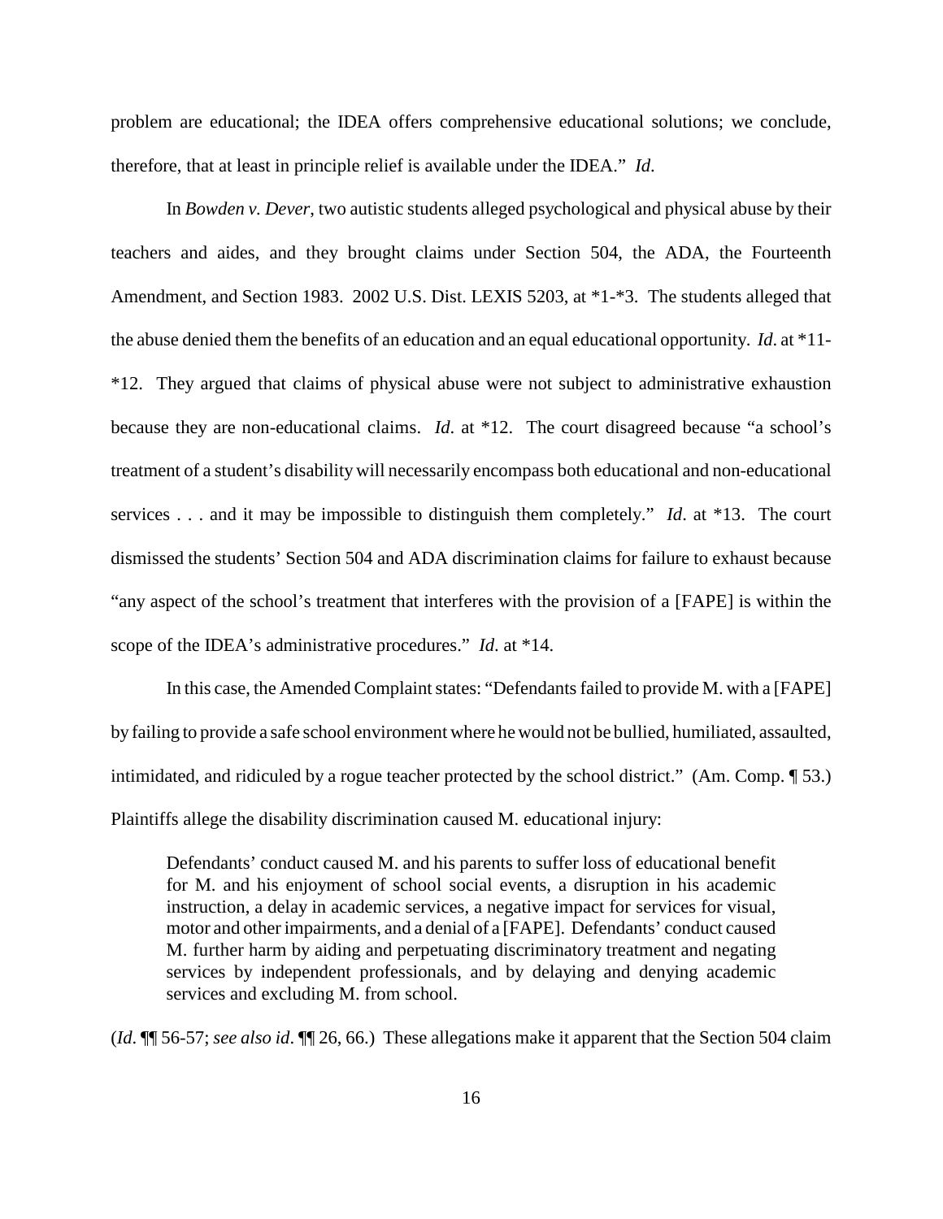problem are educational; the IDEA offers comprehensive educational solutions; we conclude, therefore, that at least in principle relief is available under the IDEA." *Id.*

In *Bowden v. Dever*, two autistic students alleged psychological and physical abuse by their teachers and aides, and they brought claims under Section 504, the ADA, the Fourteenth Amendment, and Section 1983. 2002 U.S. Dist. LEXIS 5203, at *1-*3. The students alleged that the abuse denied them the benefits of an education and an equal educational opportunity. *Id*. at *11-*12. They argued that claims of physical abuse were not subject to administrative exhaustion because they are non-educational claims. *Id*. at *12. The court disagreed because "a school's treatment of a student's disability will necessarily encompass both educational and non-educational services . . . and it may be impossible to distinguish them completely." *Id*. at *13. The court dismissed the students' Section 504 and ADA discrimination claims for failure to exhaust because "any aspect of the school's treatment that interferes with the provision of a [FAPE] is within the scope of the IDEA's administrative procedures." *Id*. at *14.

In this case, the Amended Complaint states: "Defendants failed to provide M. with a [FAPE] by failing to provide a safe school environment where he would not be bullied, humiliated, assaulted, intimidated, and ridiculed by a rogue teacher protected by the school district." (Am. Comp. ¶ 53.) Plaintiffs allege the disability discrimination caused M. educational injury:

> Defendants' conduct caused M. and his parents to suffer loss of educational benefit for M. and his enjoyment of school social events, a disruption in his academic instruction, a delay in academic services, a negative impact for services for visual, motor and other impairments, and a denial of a [FAPE]. Defendants' conduct caused M. further harm by aiding and perpetuating discriminatory treatment and negating services by independent professionals, and by delaying and denying academic services and excluding M. from school.

(*Id*. ¶¶ 56-57; *see also id*. ¶¶ 26, 66.) These allegations make it apparent that the Section 504 claim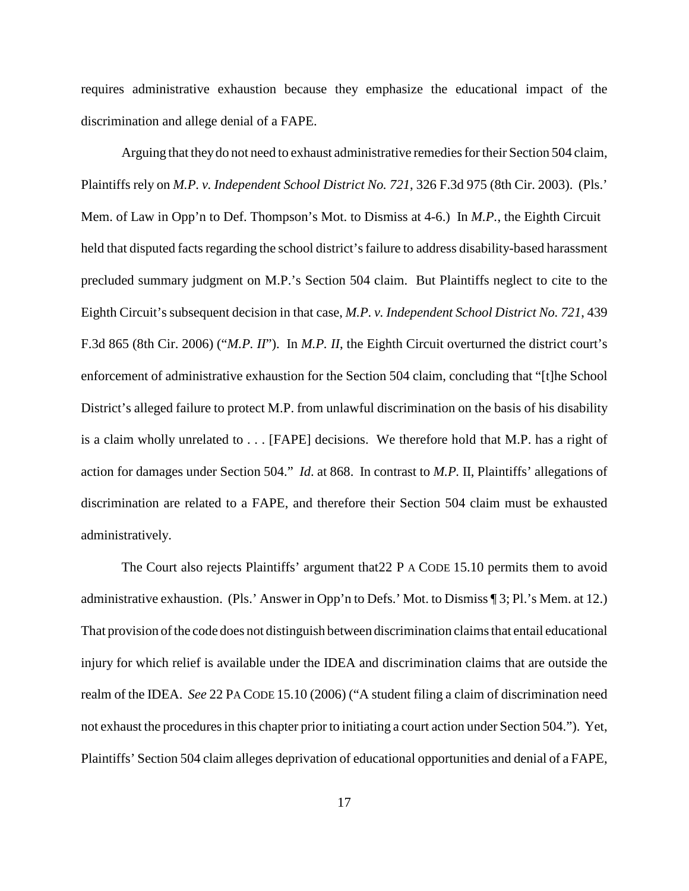requires administrative exhaustion because they emphasize the educational impact of the discrimination and allege denial of a FAPE.

Arguing that they do not need to exhaust administrative remedies for their Section 504 claim, Plaintiffs rely on *M.P. v. Independent School District No. 721*, 326 F.3d 975 (8th Cir. 2003). (Pls.' Mem. of Law in Opp'n to Def. Thompson's Mot. to Dismiss at 4-6.) In *M.P.*, the Eighth Circuit held that disputed facts regarding the school district's failure to address disability-based harassment precluded summary judgment on M.P.'s Section 504 claim. But Plaintiffs neglect to cite to the Eighth Circuit's subsequent decision in that case, *M.P. v. Independent School District No. 721*, 439 F.3d 865 (8th Cir. 2006) ("*M.P. II*"). In *M.P. II*, the Eighth Circuit overturned the district court's enforcement of administrative exhaustion for the Section 504 claim, concluding that "[t]he School District's alleged failure to protect M.P. from unlawful discrimination on the basis of his disability is a claim wholly unrelated to . . . [FAPE] decisions. We therefore hold that M.P. has a right of action for damages under Section 504." *Id*. at 868. In contrast to *M.P.* II, Plaintiffs' allegations of discrimination are related to a FAPE, and therefore their Section 504 claim must be exhausted administratively.

The Court also rejects Plaintiffs' argument that22 PA CODE 15.10 permits them to avoid administrative exhaustion. (Pls.' Answer in Opp'n to Defs.' Mot. to Dismiss ¶ 3; Pl.'s Mem. at 12.) That provision of the code does not distinguish between discrimination claims that entail educational injury for which relief is available under the IDEA and discrimination claims that are outside the realm of the IDEA. *See* 22 PA CODE 15.10 (2006) ("A student filing a claim of discrimination need not exhaust the procedures in this chapter prior to initiating a court action under Section 504."). Yet, Plaintiffs' Section 504 claim alleges deprivation of educational opportunities and denial of a FAPE,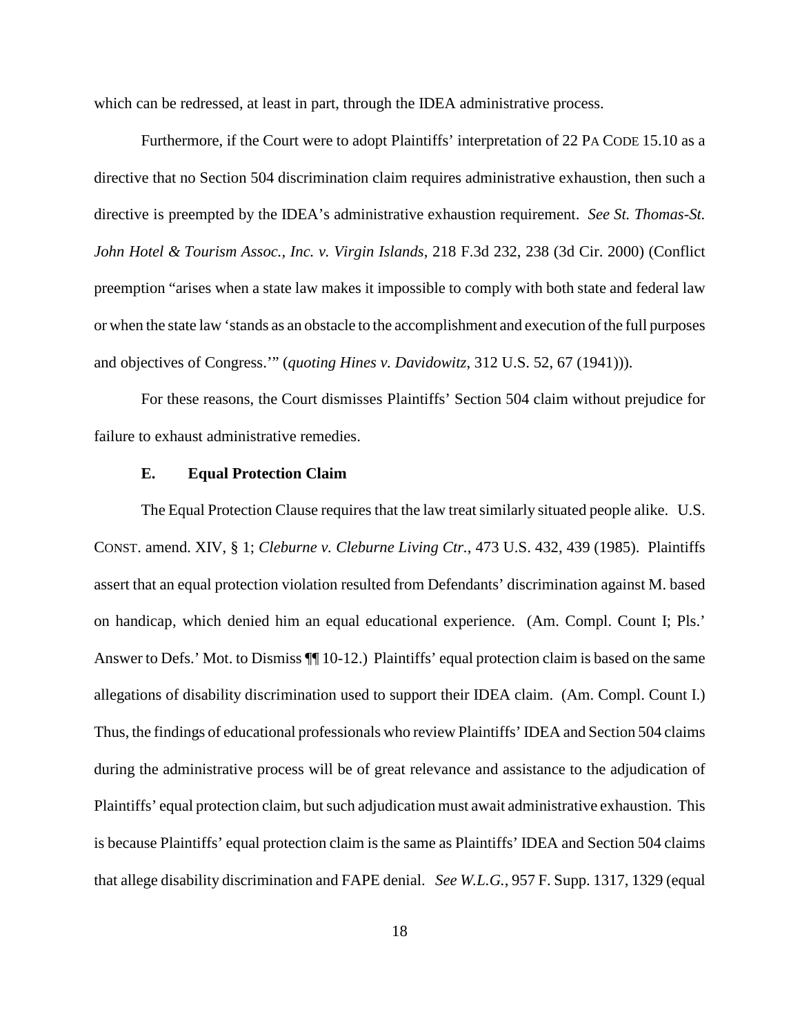which can be redressed, at least in part, through the IDEA administrative process.

Furthermore, if the Court were to adopt Plaintiffs' interpretation of 22 PA CODE 15.10 as a directive that no Section 504 discrimination claim requires administrative exhaustion, then such a directive is preempted by the IDEA's administrative exhaustion requirement. *See St. Thomas-St. John Hotel & Tourism Assoc., Inc. v. Virgin Islands*, 218 F.3d 232, 238 (3d Cir. 2000) (Conflict preemption "arises when a state law makes it impossible to comply with both state and federal law or when the state law 'stands as an obstacle to the accomplishment and execution of the full purposes and objectives of Congress.'" (*quoting Hines v. Davidowitz*, 312 U.S. 52, 67 (1941))).

For these reasons, the Court dismisses Plaintiffs' Section 504 claim without prejudice for failure to exhaust administrative remedies.

### E. Equal Protection Claim

The Equal Protection Clause requires that the law treat similarly situated people alike. U.S. CONST. amend. XIV, § 1; *Cleburne v. Cleburne Living Ctr.*, 473 U.S. 432, 439 (1985). Plaintiffs assert that an equal protection violation resulted from Defendants' discrimination against M. based on handicap, which denied him an equal educational experience. (Am. Compl. Count I; Pls.' Answer to Defs.' Mot. to Dismiss ¶¶ 10-12.) Plaintiffs' equal protection claim is based on the same allegations of disability discrimination used to support their IDEA claim. (Am. Compl. Count I.) Thus, the findings of educational professionals who review Plaintiffs' IDEA and Section 504 claims during the administrative process will be of great relevance and assistance to the adjudication of Plaintiffs' equal protection claim, but such adjudication must await administrative exhaustion. This is because Plaintiffs' equal protection claim is the same as Plaintiffs' IDEA and Section 504 claims that allege disability discrimination and FAPE denial. *See W.L.G.*, 957 F. Supp. 1317, 1329 (equal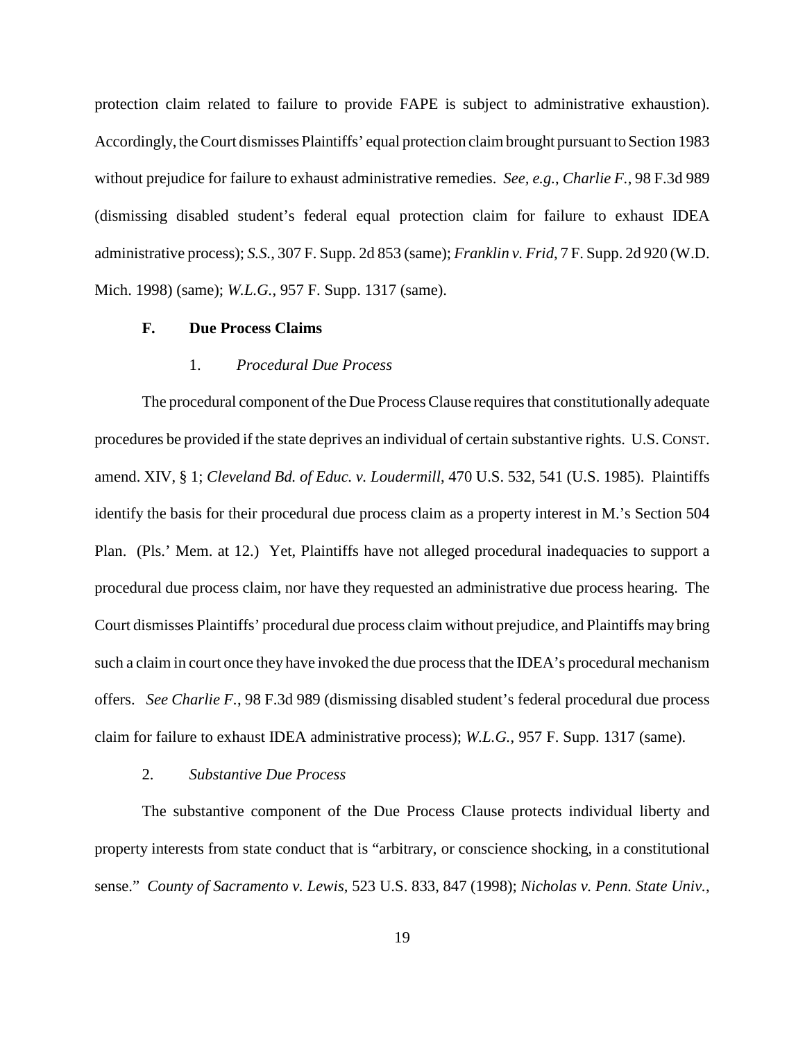protection claim related to failure to provide FAPE is subject to administrative exhaustion). Accordingly, the Court dismisses Plaintiffs' equal protection claim brought pursuant to Section 1983 without prejudice for failure to exhaust administrative remedies. *See, e.g.*, *Charlie F.*, 98 F.3d 989 (dismissing disabled student's federal equal protection claim for failure to exhaust IDEA administrative process); *S.S.*, 307 F. Supp. 2d 853 (same); *Franklin v. Frid*, 7 F. Supp. 2d 920 (W.D. Mich. 1998) (same); *W.L.G.*, 957 F. Supp. 1317 (same).

### F. Due Process Claims

#### 1. *Procedural Due Process*

The procedural component of the Due Process Clause requires that constitutionally adequate procedures be provided if the state deprives an individual of certain substantive rights. U.S. CONST. amend. XIV, § 1; *Cleveland Bd. of Educ. v. Loudermill*, 470 U.S. 532, 541 (U.S. 1985). Plaintiffs identify the basis for their procedural due process claim as a property interest in M.'s Section 504 Plan. (Pls.' Mem. at 12.) Yet, Plaintiffs have not alleged procedural inadequacies to support a procedural due process claim, nor have they requested an administrative due process hearing. The Court dismisses Plaintiffs' procedural due process claim without prejudice, and Plaintiffs may bring such a claim in court once they have invoked the due process that the IDEA's procedural mechanism offers. *See Charlie F.*, 98 F.3d 989 (dismissing disabled student's federal procedural due process claim for failure to exhaust IDEA administrative process); *W.L.G.*, 957 F. Supp. 1317 (same).

#### 2. *Substantive Due Process*

The substantive component of the Due Process Clause protects individual liberty and property interests from state conduct that is "arbitrary, or conscience shocking, in a constitutional sense." *County of Sacramento v. Lewis*, 523 U.S. 833, 847 (1998); *Nicholas v. Penn. State Univ.*,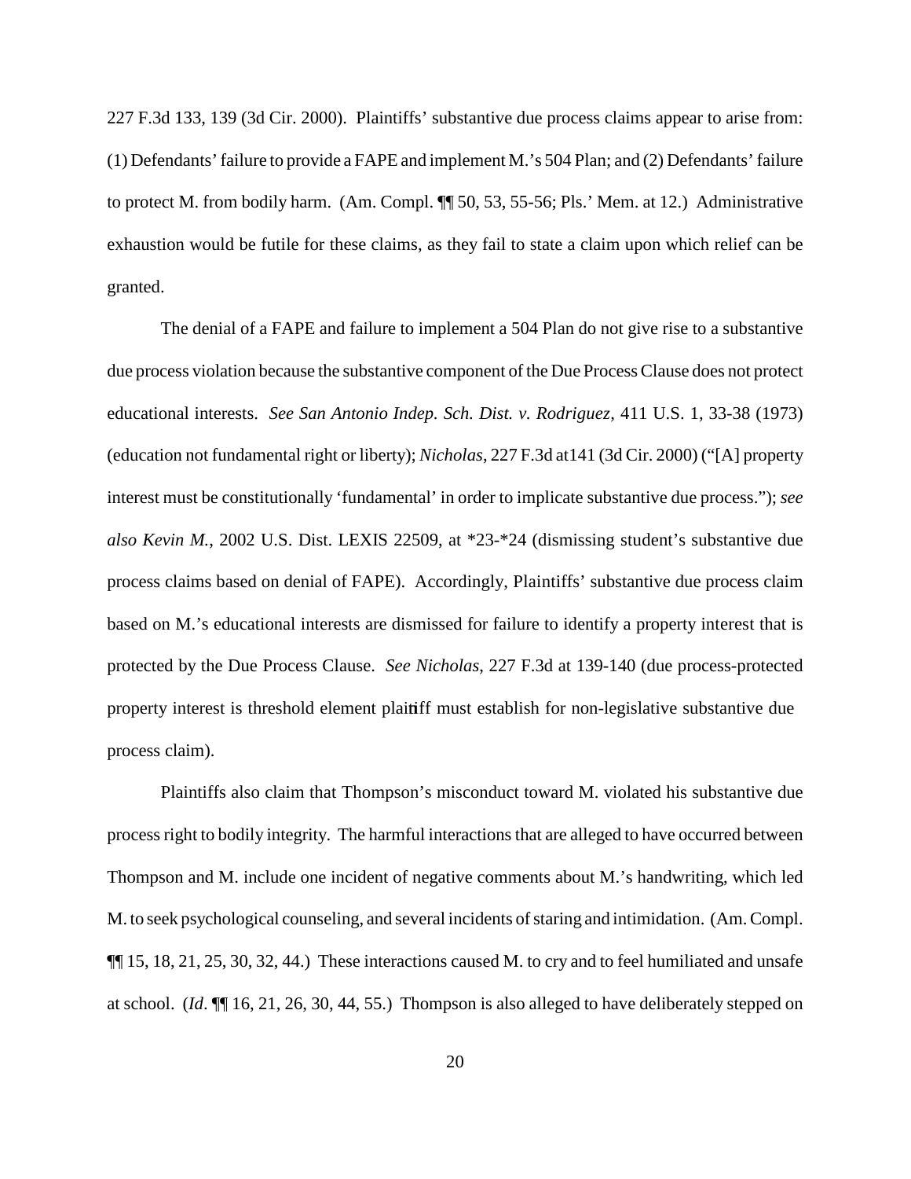227 F.3d 133, 139 (3d Cir. 2000). Plaintiffs' substantive due process claims appear to arise from: (1) Defendants' failure to provide a FAPE and implement M.'s 504 Plan; and (2) Defendants' failure to protect M. from bodily harm. (Am. Compl. ¶¶ 50, 53, 55-56; Pls.' Mem. at 12.) Administrative exhaustion would be futile for these claims, as they fail to state a claim upon which relief can be granted.

The denial of a FAPE and failure to implement a 504 Plan do not give rise to a substantive due process violation because the substantive component of the Due Process Clause does not protect educational interests. *See San Antonio Indep. Sch. Dist. v. Rodriguez*, 411 U.S. 1, 33-38 (1973) (education not fundamental right or liberty); *Nicholas*, 227 F.3d at141 (3d Cir. 2000) ("[A] property interest must be constitutionally 'fundamental' in order to implicate substantive due process."); *see also Kevin M.*, 2002 U.S. Dist. LEXIS 22509, at *23-*24 (dismissing student's substantive due process claims based on denial of FAPE). Accordingly, Plaintiffs' substantive due process claim based on M.'s educational interests are dismissed for failure to identify a property interest that is protected by the Due Process Clause. *See Nicholas*, 227 F.3d at 139-140 (due process-protected property interest is threshold element plaintiff must establish for non-legislative substantive due process claim).

Plaintiffs also claim that Thompson's misconduct toward M. violated his substantive due process right to bodily integrity. The harmful interactions that are alleged to have occurred between Thompson and M. include one incident of negative comments about M.'s handwriting, which led M. to seek psychological counseling, and several incidents of staring and intimidation. (Am. Compl. ¶¶ 15, 18, 21, 25, 30, 32, 44.) These interactions caused M. to cry and to feel humiliated and unsafe at school. (*Id*. ¶¶ 16, 21, 26, 30, 44, 55.) Thompson is also alleged to have deliberately stepped on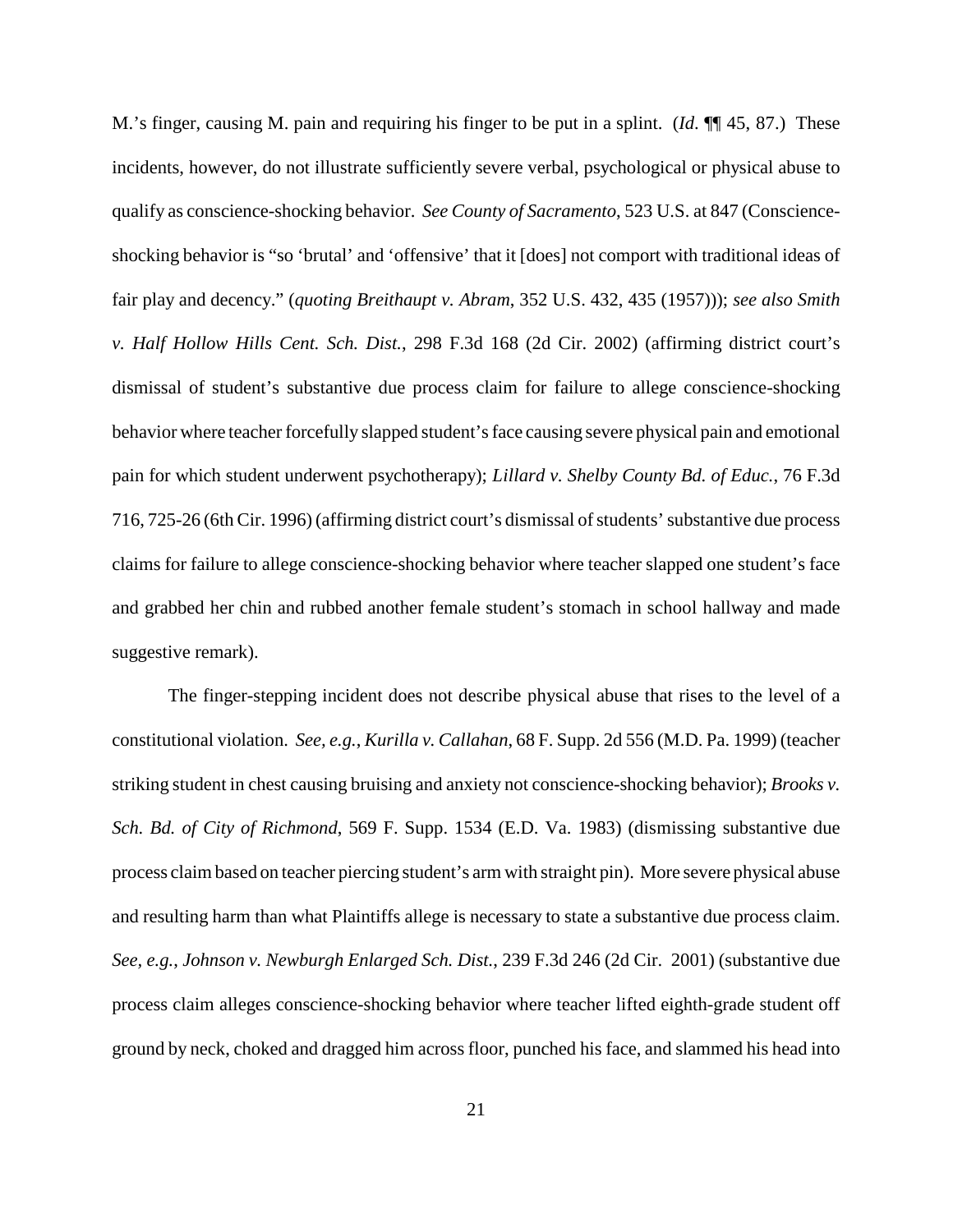M.'s finger, causing M. pain and requiring his finger to be put in a splint. (*Id*. ¶¶ 45, 87.) These incidents, however, do not illustrate sufficiently severe verbal, psychological or physical abuse to qualify as conscience-shocking behavior. *See County of Sacramento*, 523 U.S. at 847 (Conscience-shocking behavior is "so 'brutal' and 'offensive' that it [does] not comport with traditional ideas of fair play and decency." (*quoting Breithaupt v. Abram*, 352 U.S. 432, 435 (1957))); *see also Smith v. Half Hollow Hills Cent. Sch. Dist.*, 298 F.3d 168 (2d Cir. 2002) (affirming district court's dismissal of student's substantive due process claim for failure to allege conscience-shocking behavior where teacher forcefully slapped student's face causing severe physical pain and emotional pain for which student underwent psychotherapy); *Lillard v. Shelby County Bd. of Educ.*, 76 F.3d 716, 725-26 (6th Cir. 1996) (affirming district court's dismissal of students' substantive due process claims for failure to allege conscience-shocking behavior where teacher slapped one student's face and grabbed her chin and rubbed another female student's stomach in school hallway and made suggestive remark).

The finger-stepping incident does not describe physical abuse that rises to the level of a constitutional violation. *See, e.g.*, *Kurilla v. Callahan*, 68 F. Supp. 2d 556 (M.D. Pa. 1999) (teacher striking student in chest causing bruising and anxiety not conscience-shocking behavior); *Brooks v. Sch. Bd. of City of Richmond*, 569 F. Supp. 1534 (E.D. Va. 1983) (dismissing substantive due process claim based on teacher piercing student's arm with straight pin). More severe physical abuse and resulting harm than what Plaintiffs allege is necessary to state a substantive due process claim. *See, e.g.*, *Johnson v. Newburgh Enlarged Sch. Dist.*, 239 F.3d 246 (2d Cir. 2001) (substantive due process claim alleges conscience-shocking behavior where teacher lifted eighth-grade student off ground by neck, choked and dragged him across floor, punched his face, and slammed his head into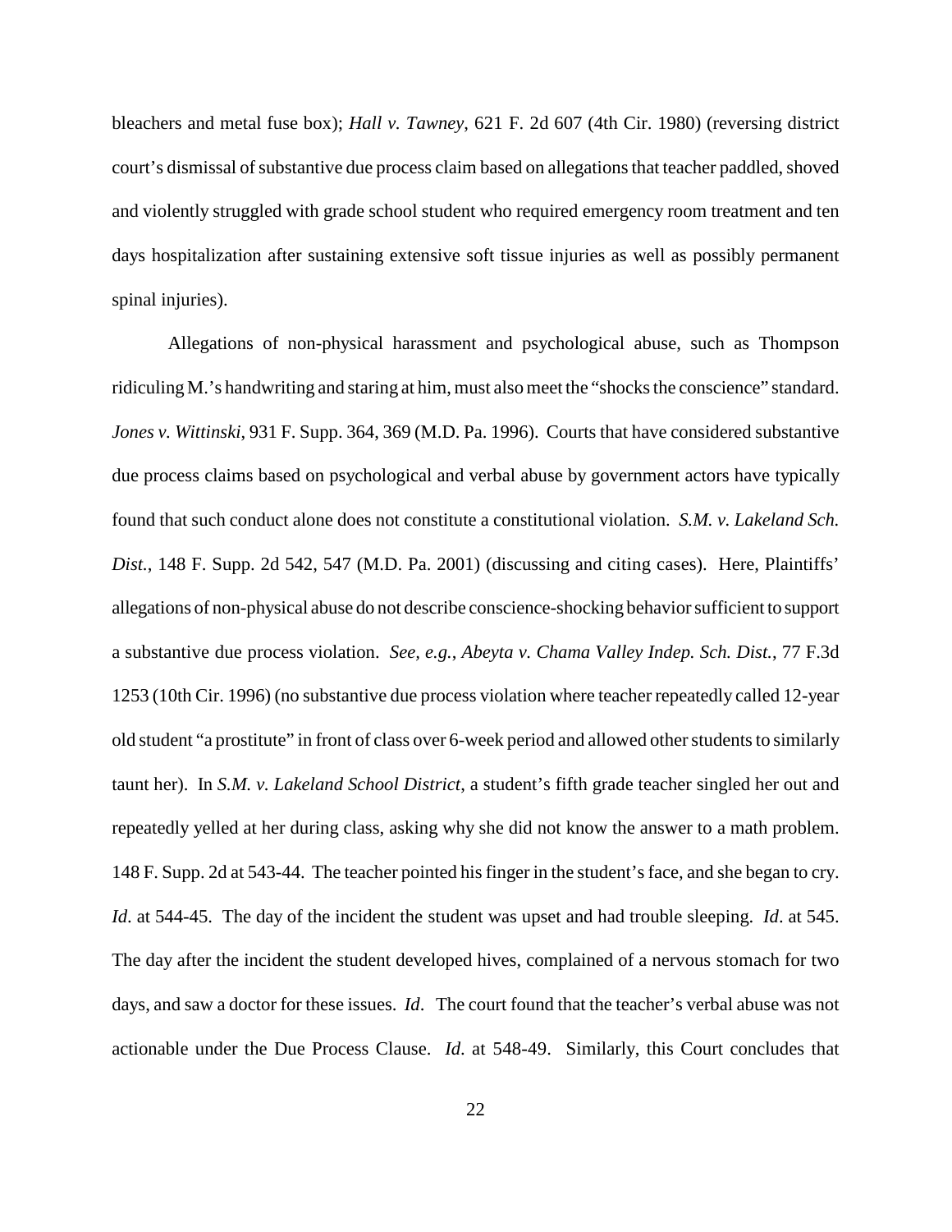bleachers and metal fuse box); *Hall v. Tawney*, 621 F. 2d 607 (4th Cir. 1980) (reversing district court's dismissal of substantive due process claim based on allegations that teacher paddled, shoved and violently struggled with grade school student who required emergency room treatment and ten days hospitalization after sustaining extensive soft tissue injuries as well as possibly permanent spinal injuries).

Allegations of non-physical harassment and psychological abuse, such as Thompson ridiculing M.'s handwriting and staring at him, must also meet the "shocks the conscience" standard. *Jones v. Wittinski*, 931 F. Supp. 364, 369 (M.D. Pa. 1996). Courts that have considered substantive due process claims based on psychological and verbal abuse by government actors have typically found that such conduct alone does not constitute a constitutional violation. *S.M. v. Lakeland Sch. Dist.*, 148 F. Supp. 2d 542, 547 (M.D. Pa. 2001) (discussing and citing cases). Here, Plaintiffs' allegations of non-physical abuse do not describe conscience-shocking behavior sufficient to support a substantive due process violation. *See, e.g.*, *Abeyta v. Chama Valley Indep. Sch. Dist.*, 77 F.3d 1253 (10th Cir. 1996) (no substantive due process violation where teacher repeatedly called 12-year old student "a prostitute" in front of class over 6-week period and allowed other students to similarly taunt her). In *S.M. v. Lakeland School District*, a student's fifth grade teacher singled her out and repeatedly yelled at her during class, asking why she did not know the answer to a math problem. 148 F. Supp. 2d at 543-44. The teacher pointed his finger in the student's face, and she began to cry. *Id*. at 544-45. The day of the incident the student was upset and had trouble sleeping. *Id*. at 545. The day after the incident the student developed hives, complained of a nervous stomach for two days, and saw a doctor for these issues. *Id*. The court found that the teacher's verbal abuse was not actionable under the Due Process Clause. *Id*. at 548-49. Similarly, this Court concludes that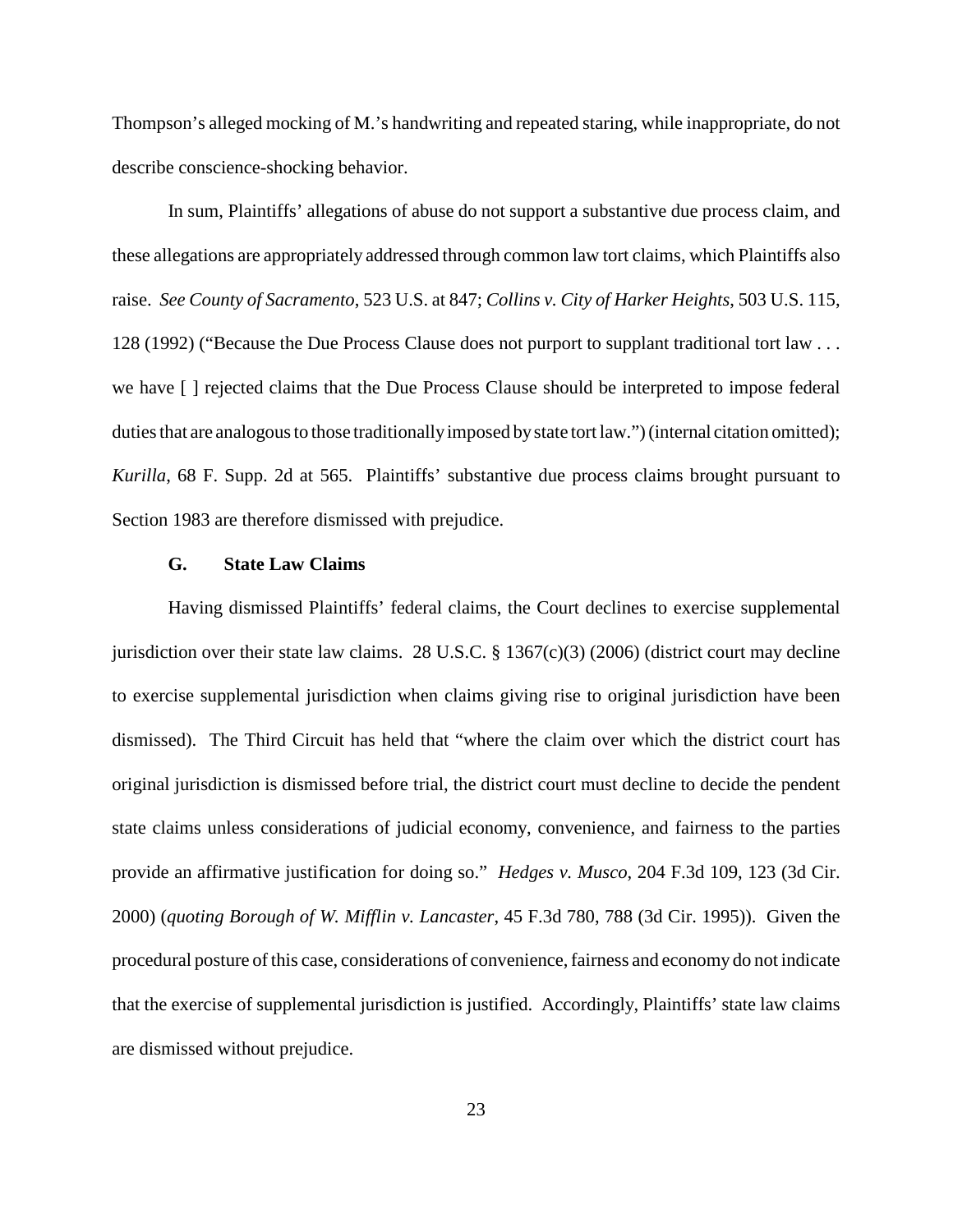Thompson's alleged mocking of M.'s handwriting and repeated staring, while inappropriate, do not describe conscience-shocking behavior.

In sum, Plaintiffs' allegations of abuse do not support a substantive due process claim, and these allegations are appropriately addressed through common law tort claims, which Plaintiffs also raise. *See County of Sacramento*, 523 U.S. at 847; *Collins v. City of Harker Heights*, 503 U.S. 115, 128 (1992) ("Because the Due Process Clause does not purport to supplant traditional tort law . . . we have [ ] rejected claims that the Due Process Clause should be interpreted to impose federal duties that are analogous to those traditionally imposed by state tort law.") (internal citation omitted); *Kurilla*, 68 F. Supp. 2d at 565. Plaintiffs' substantive due process claims brought pursuant to Section 1983 are therefore dismissed with prejudice.

### G. State Law Claims

Having dismissed Plaintiffs' federal claims, the Court declines to exercise supplemental jurisdiction over their state law claims. 28 U.S.C. § 1367(c)(3) (2006) (district court may decline to exercise supplemental jurisdiction when claims giving rise to original jurisdiction have been dismissed). The Third Circuit has held that "where the claim over which the district court has original jurisdiction is dismissed before trial, the district court must decline to decide the pendent state claims unless considerations of judicial economy, convenience, and fairness to the parties provide an affirmative justification for doing so." *Hedges v. Musco*, 204 F.3d 109, 123 (3d Cir. 2000) (*quoting Borough of W. Mifflin v. Lancaster*, 45 F.3d 780, 788 (3d Cir. 1995)). Given the procedural posture of this case, considerations of convenience, fairness and economy do not indicate that the exercise of supplemental jurisdiction is justified. Accordingly, Plaintiffs' state law claims are dismissed without prejudice.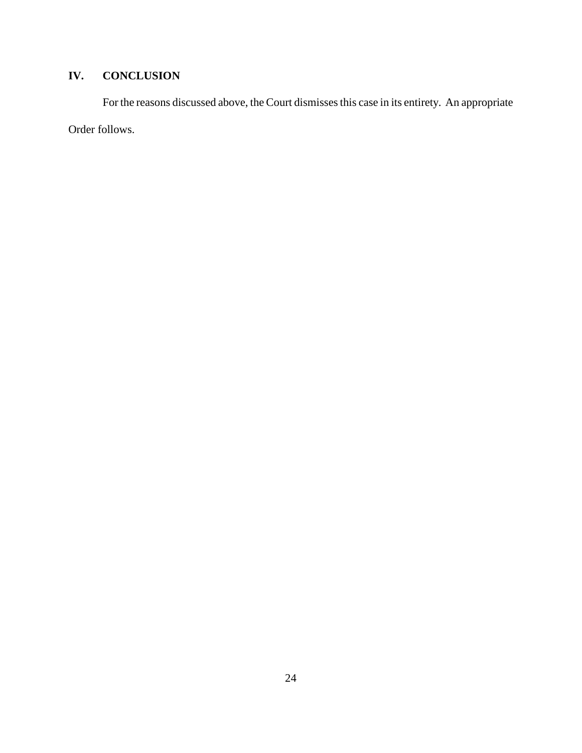## IV. CONCLUSION

For the reasons discussed above, the Court dismisses this case in its entirety. An appropriate Order follows.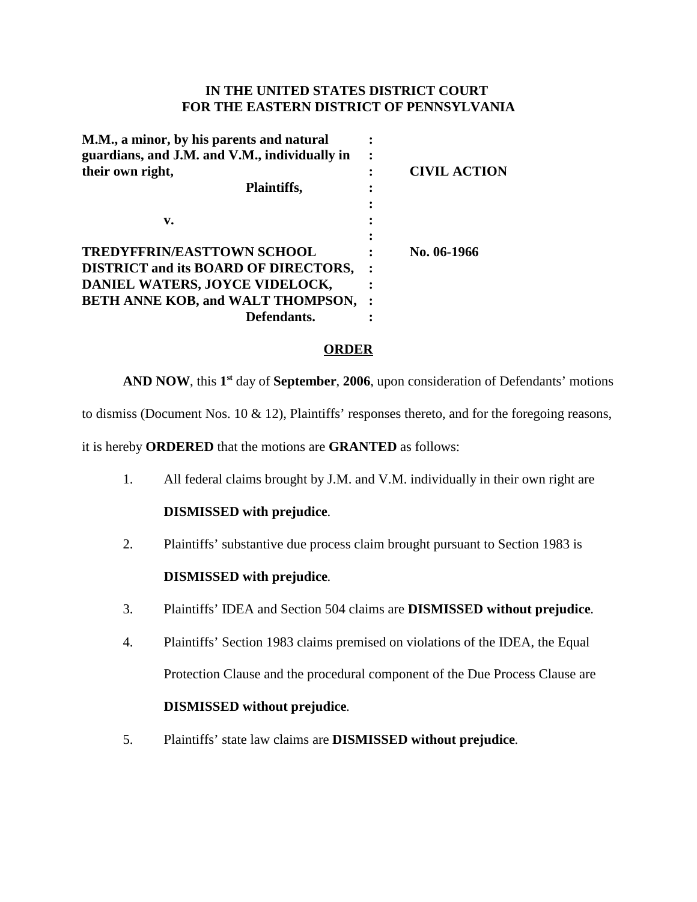**IN THE UNITED STATES DISTRICT COURT**
**FOR THE EASTERN DISTRICT OF PENNSYLVANIA**

| | | |
|---|---|---|
| **M.M., a minor, by his parents and natural guardians, and J.M. and V.M., individually in their own right,** | : | **CIVIL ACTION** |
| **Plaintiffs,** | : | |
| | : | |
| **v.** | : | |
| | : | |
| **TREDYFFRIN/EASTTOWN SCHOOL DISTRICT and its BOARD OF DIRECTORS, DANIEL WATERS, JOYCE VIDELOCK, BETH ANNE KOB, and WALT THOMPSON,** | : | **No. 06-1966** |
| **Defendants.** | : | |

**ORDER**

**AND NOW**, this **1st** day of **September**, **2006**, upon consideration of Defendants' motions to dismiss (Document Nos. 10 & 12), Plaintiffs' responses thereto, and for the foregoing reasons, it is hereby **ORDERED** that the motions are **GRANTED** as follows:

1. All federal claims brought by J.M. and V.M. individually in their own right are **DISMISSED with prejudice**.

2. Plaintiffs' substantive due process claim brought pursuant to Section 1983 is **DISMISSED with prejudice**.

3. Plaintiffs' IDEA and Section 504 claims are **DISMISSED without prejudice**.

4. Plaintiffs' Section 1983 claims premised on violations of the IDEA, the Equal Protection Clause and the procedural component of the Due Process Clause are **DISMISSED without prejudice**.

5. Plaintiffs' state law claims are **DISMISSED without prejudice**.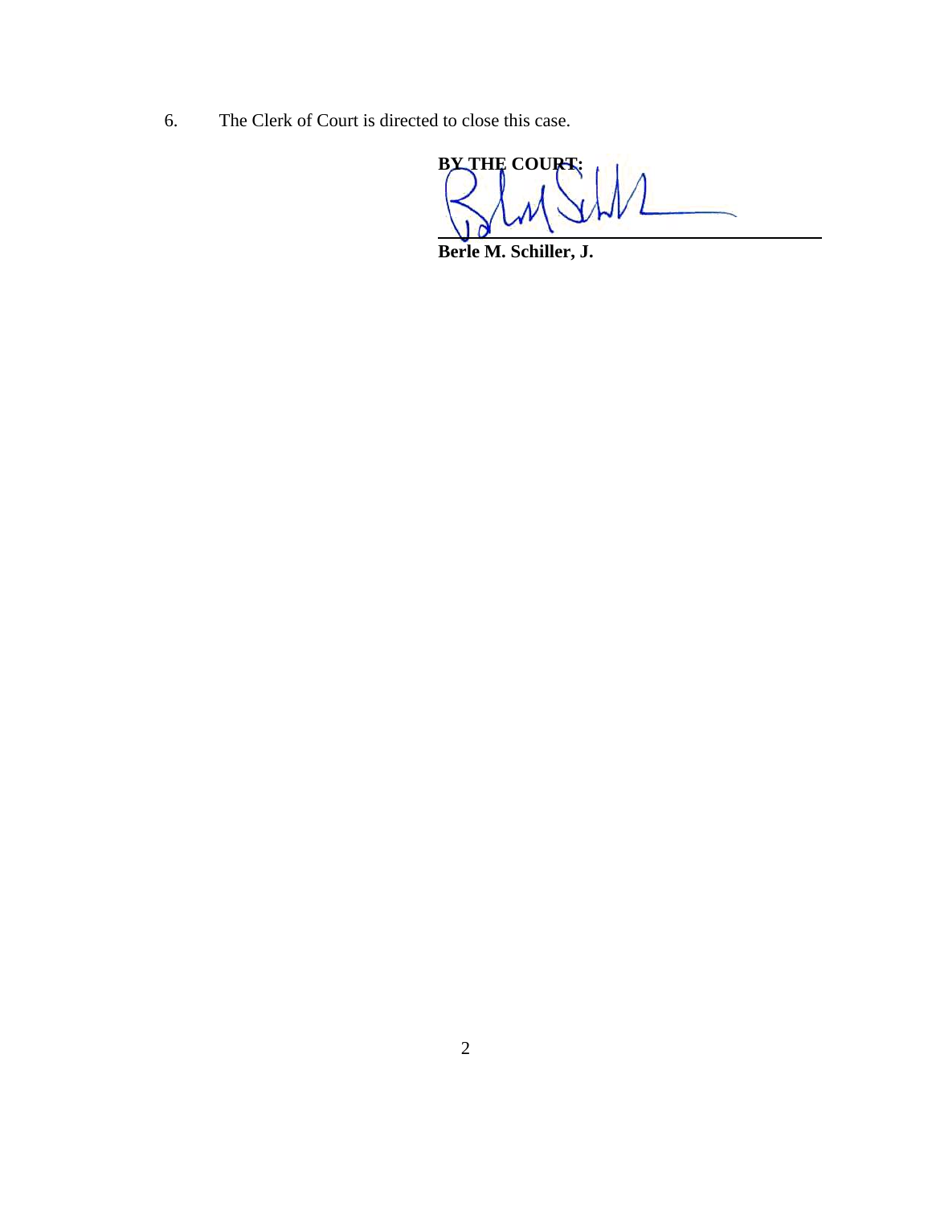6. The Clerk of Court is directed to close this case.

**BY THE COURT:**

**Berle M. Schiller, J.**